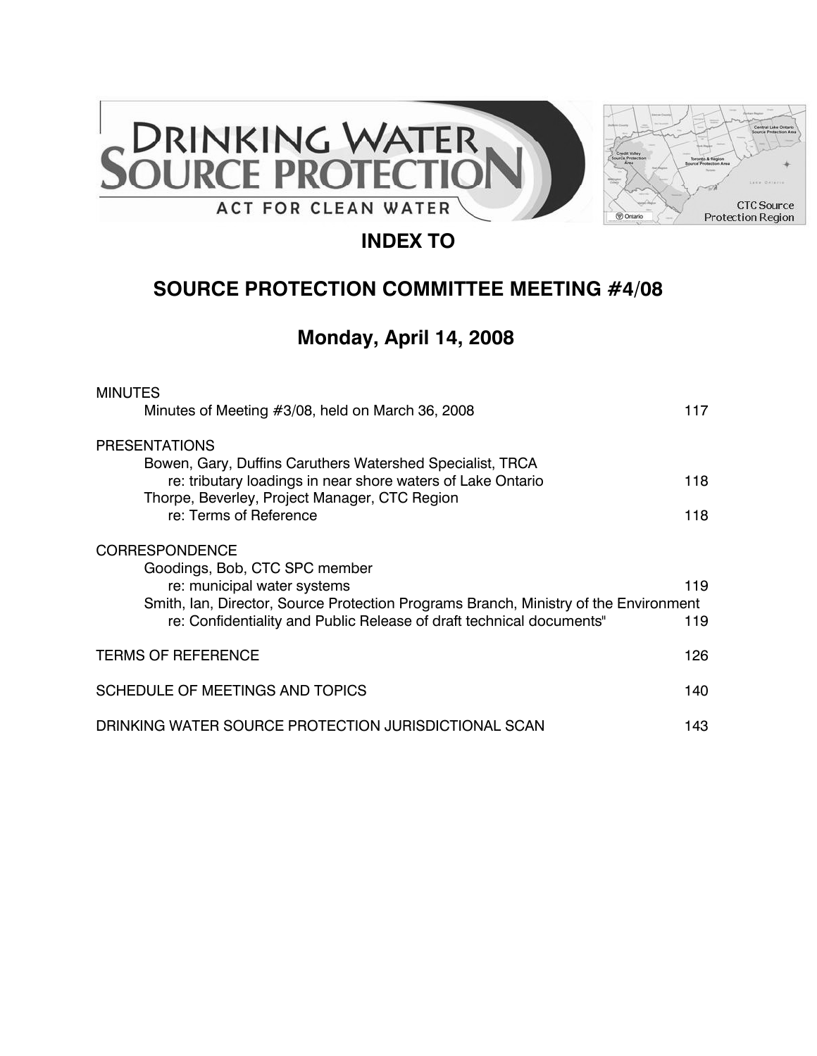# INDEX TO

## SOURCE PROTECTION COMMITTEE MEETING #4/08

## Monday, April 14, 2008

| | |
|---|---|
| MINUTES | |
| Minutes of Meeting #3/08, held on March 36, 2008 | 117 |
| PRESENTATIONS | |
| Bowen, Gary, Duffins Caruthers Watershed Specialist, TRCA re: tributary loadings in near shore waters of Lake Ontario | 118 |
| Thorpe, Beverley, Project Manager, CTC Region re: Terms of Reference | 118 |
| CORRESPONDENCE | |
| Goodings, Bob, CTC SPC member re: municipal water systems | 119 |
| Smith, Ian, Director, Source Protection Programs Branch, Ministry of the Environment re: Confidentiality and Public Release of draft technical documents" | 119 |
| TERMS OF REFERENCE | 126 |
| SCHEDULE OF MEETINGS AND TOPICS | 140 |
| DRINKING WATER SOURCE PROTECTION JURISDICTIONAL SCAN | 143 |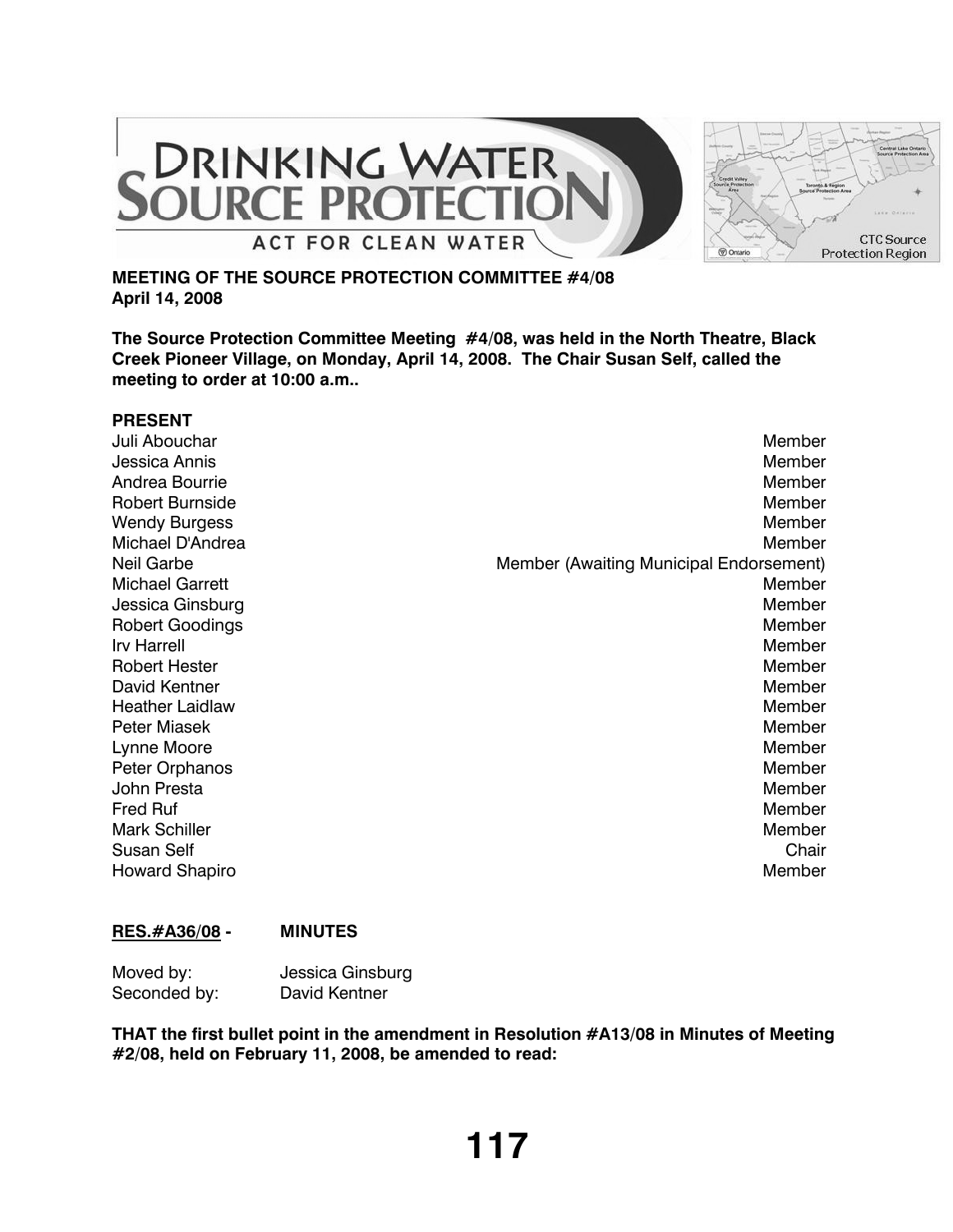**MEETING OF THE SOURCE PROTECTION COMMITTEE #4/08**
**April 14, 2008**

**The Source Protection Committee Meeting #4/08, was held in the North Theatre, Black Creek Pioneer Village, on Monday, April 14, 2008. The Chair Susan Self, called the meeting to order at 10:00 a.m..**

**PRESENT**

| | |
|---|---|
| Juli Abouchar | Member |
| Jessica Annis | Member |
| Andrea Bourrie | Member |
| Robert Burnside | Member |
| Wendy Burgess | Member |
| Michael D'Andrea | Member |
| Neil Garbe | Member (Awaiting Municipal Endorsement) |
| Michael Garrett | Member |
| Jessica Ginsburg | Member |
| Robert Goodings | Member |
| Irv Harrell | Member |
| Robert Hester | Member |
| David Kentner | Member |
| Heather Laidlaw | Member |
| Peter Miasek | Member |
| Lynne Moore | Member |
| Peter Orphanos | Member |
| John Presta | Member |
| Fred Ruf | Member |
| Mark Schiller | Member |
| Susan Self | Chair |
| Howard Shapiro | Member |

**RES.#A36/08 - MINUTES**

Moved by: Jessica Ginsburg
Seconded by: David Kentner

**THAT the first bullet point in the amendment in Resolution #A13/08 in Minutes of Meeting #2/08, held on February 11, 2008, be amended to read:**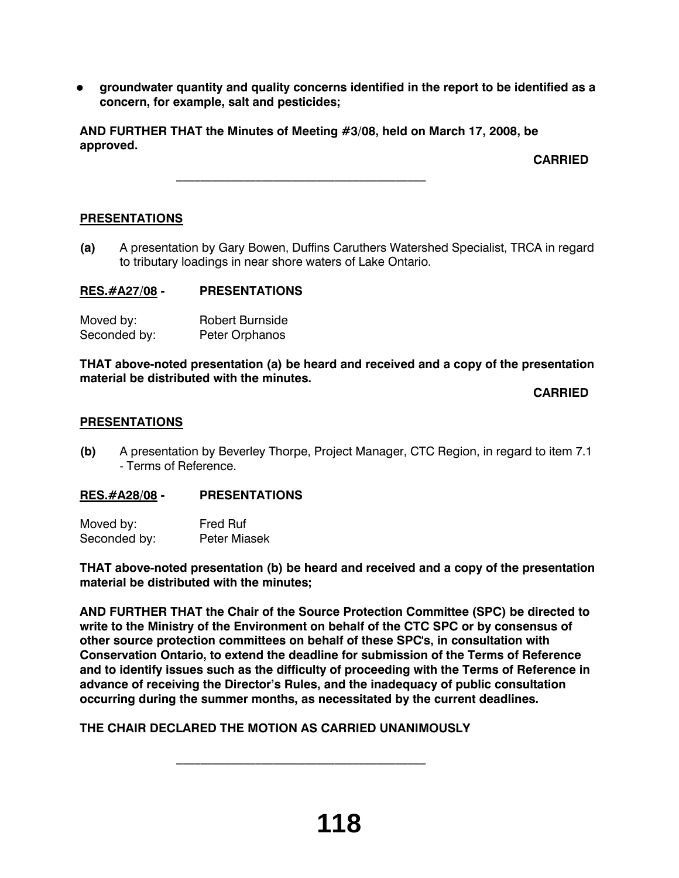- **groundwater quantity and quality concerns identified in the report to be identified as a concern, for example, salt and pesticides;**

**AND FURTHER THAT the Minutes of Meeting #3/08, held on March 17, 2008, be approved.**

**CARRIED**

---

**PRESENTATIONS**

**(a)** A presentation by Gary Bowen, Duffins Caruthers Watershed Specialist, TRCA in regard to tributary loadings in near shore waters of Lake Ontario.

**RES.#A27/08 - PRESENTATIONS**

Moved by: Robert Burnside
Seconded by: Peter Orphanos

**THAT above-noted presentation (a) be heard and received and a copy of the presentation material be distributed with the minutes.**

**CARRIED**

**PRESENTATIONS**

**(b)** A presentation by Beverley Thorpe, Project Manager, CTC Region, in regard to item 7.1 - Terms of Reference.

**RES.#A28/08 - PRESENTATIONS**

Moved by: Fred Ruf
Seconded by: Peter Miasek

**THAT above-noted presentation (b) be heard and received and a copy of the presentation material be distributed with the minutes;**

**AND FURTHER THAT the Chair of the Source Protection Committee (SPC) be directed to write to the Ministry of the Environment on behalf of the CTC SPC or by consensus of other source protection committees on behalf of these SPC's, in consultation with Conservation Ontario, to extend the deadline for submission of the Terms of Reference and to identify issues such as the difficulty of proceeding with the Terms of Reference in advance of receiving the Director's Rules, and the inadequacy of public consultation occurring during the summer months, as necessitated by the current deadlines.**

**THE CHAIR DECLARED THE MOTION AS CARRIED UNANIMOUSLY**

---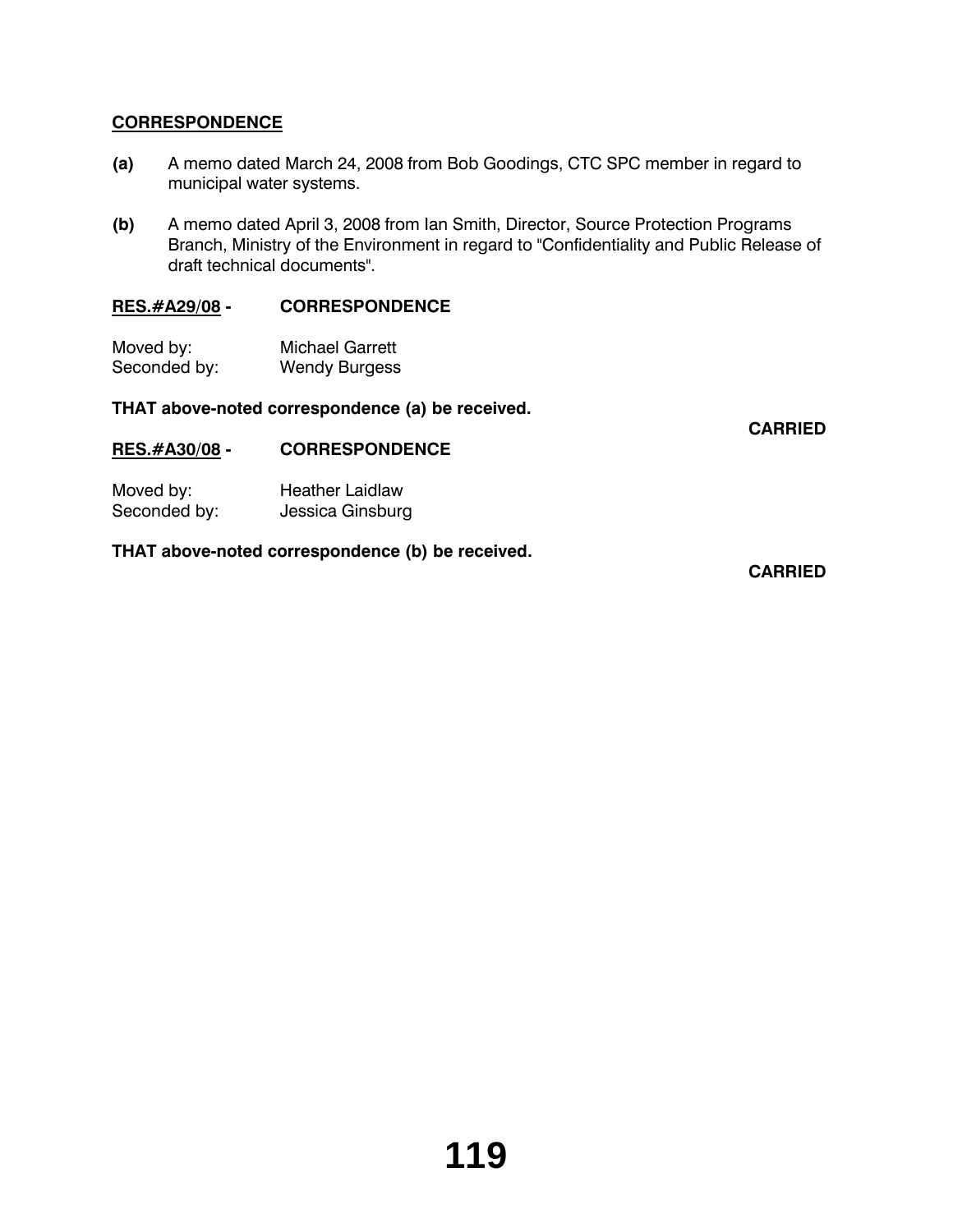**CORRESPONDENCE**

**(a)** A memo dated March 24, 2008 from Bob Goodings, CTC SPC member in regard to municipal water systems.

**(b)** A memo dated April 3, 2008 from Ian Smith, Director, Source Protection Programs Branch, Ministry of the Environment in regard to "Confidentiality and Public Release of draft technical documents".

**RES.#A29/08 - CORRESPONDENCE**

Moved by: Michael Garrett
Seconded by: Wendy Burgess

**THAT above-noted correspondence (a) be received.**

**CARRIED**

**RES.#A30/08 - CORRESPONDENCE**

Moved by: Heather Laidlaw
Seconded by: Jessica Ginsburg

**THAT above-noted correspondence (b) be received.**

**CARRIED**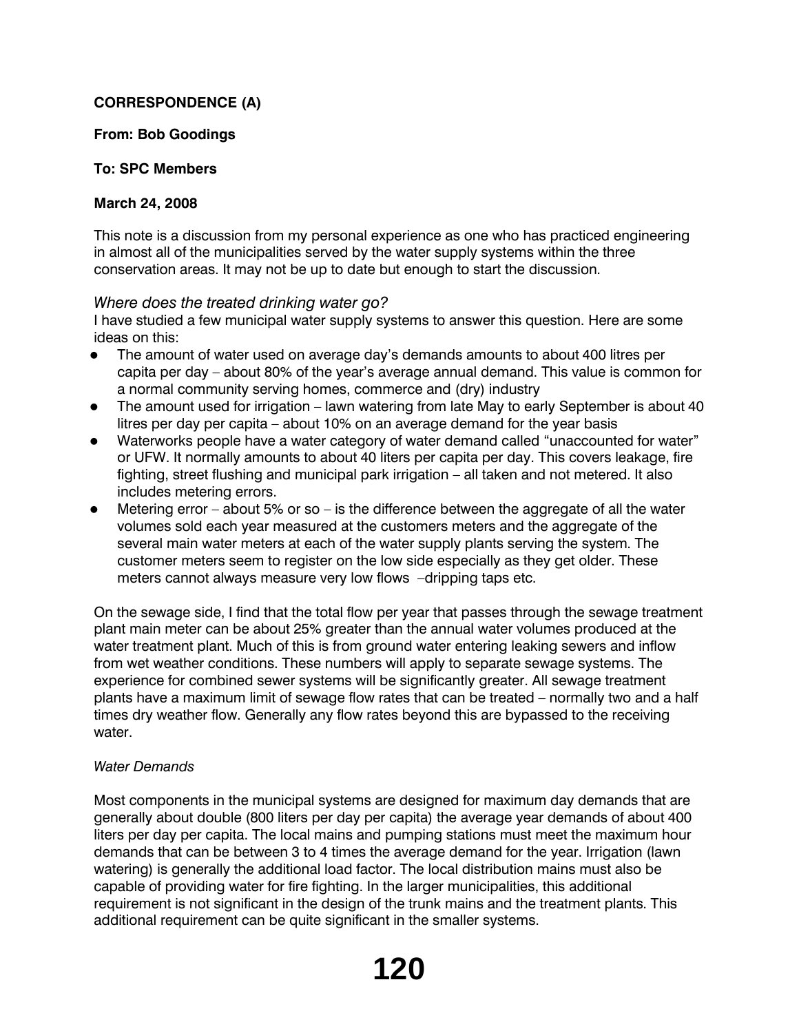**CORRESPONDENCE (A)**

**From: Bob Goodings**

**To: SPC Members**

**March 24, 2008**

This note is a discussion from my personal experience as one who has practiced engineering in almost all of the municipalities served by the water supply systems within the three conservation areas. It may not be up to date but enough to start the discussion.

*Where does the treated drinking water go?*

I have studied a few municipal water supply systems to answer this question. Here are some ideas on this:

- The amount of water used on average day's demands amounts to about 400 litres per capita per day – about 80% of the year's average annual demand. This value is common for a normal community serving homes, commerce and (dry) industry
- The amount used for irrigation – lawn watering from late May to early September is about 40 litres per day per capita – about 10% on an average demand for the year basis
- Waterworks people have a water category of water demand called "unaccounted for water" or UFW. It normally amounts to about 40 liters per capita per day. This covers leakage, fire fighting, street flushing and municipal park irrigation – all taken and not metered. It also includes metering errors.
- Metering error – about 5% or so – is the difference between the aggregate of all the water volumes sold each year measured at the customers meters and the aggregate of the several main water meters at each of the water supply plants serving the system. The customer meters seem to register on the low side especially as they get older. These meters cannot always measure very low flows –dripping taps etc.

On the sewage side, I find that the total flow per year that passes through the sewage treatment plant main meter can be about 25% greater than the annual water volumes produced at the water treatment plant. Much of this is from ground water entering leaking sewers and inflow from wet weather conditions. These numbers will apply to separate sewage systems. The experience for combined sewer systems will be significantly greater. All sewage treatment plants have a maximum limit of sewage flow rates that can be treated – normally two and a half times dry weather flow. Generally any flow rates beyond this are bypassed to the receiving water.

*Water Demands*

Most components in the municipal systems are designed for maximum day demands that are generally about double (800 liters per day per capita) the average year demands of about 400 liters per day per capita. The local mains and pumping stations must meet the maximum hour demands that can be between 3 to 4 times the average demand for the year. Irrigation (lawn watering) is generally the additional load factor. The local distribution mains must also be capable of providing water for fire fighting. In the larger municipalities, this additional requirement is not significant in the design of the trunk mains and the treatment plants. This additional requirement can be quite significant in the smaller systems.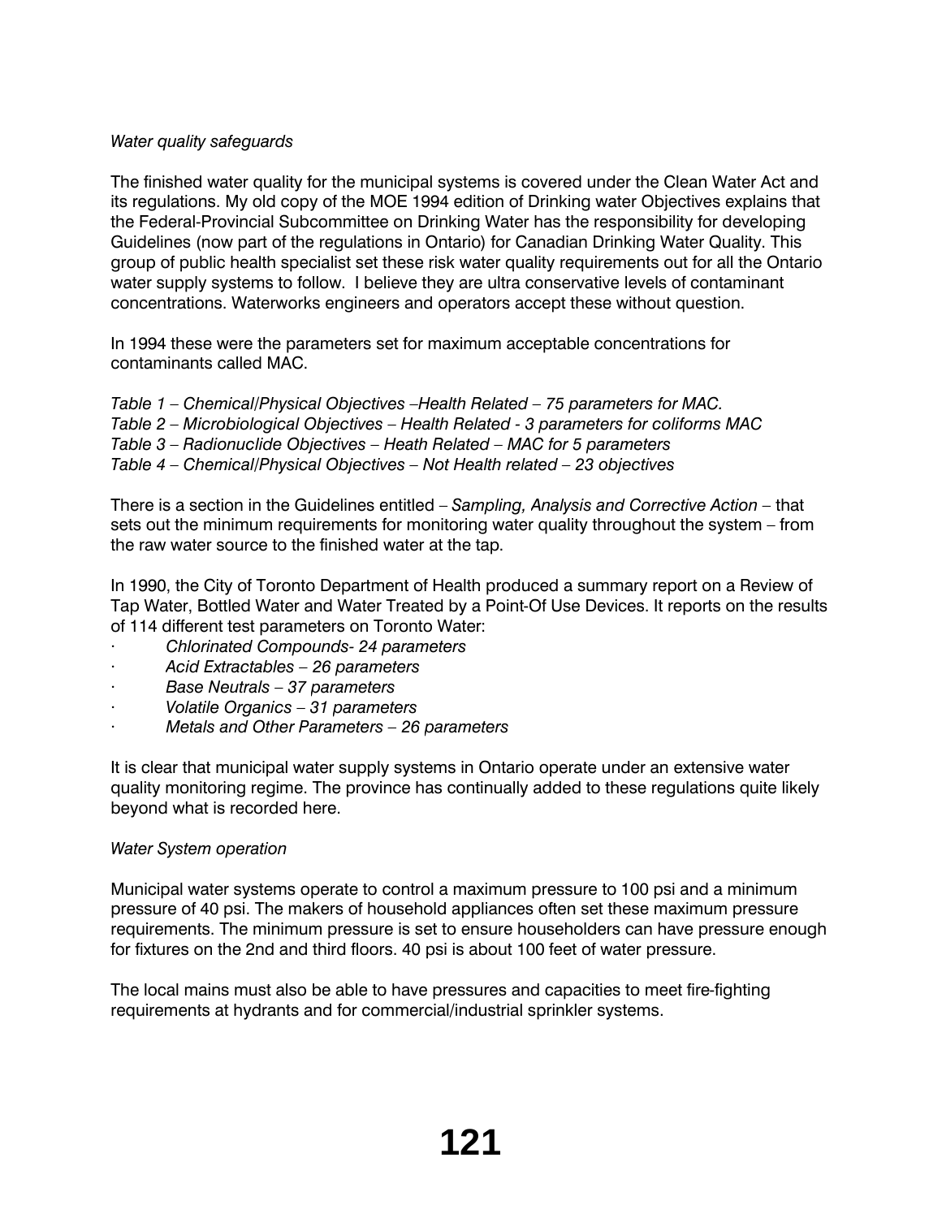*Water quality safeguards*

The finished water quality for the municipal systems is covered under the Clean Water Act and its regulations. My old copy of the MOE 1994 edition of Drinking water Objectives explains that the Federal-Provincial Subcommittee on Drinking Water has the responsibility for developing Guidelines (now part of the regulations in Ontario) for Canadian Drinking Water Quality. This group of public health specialist set these risk water quality requirements out for all the Ontario water supply systems to follow. I believe they are ultra conservative levels of contaminant concentrations. Waterworks engineers and operators accept these without question.

In 1994 these were the parameters set for maximum acceptable concentrations for contaminants called MAC.

*Table 1 – Chemical/Physical Objectives –Health Related – 75 parameters for MAC.*
*Table 2 – Microbiological Objectives – Health Related - 3 parameters for coliforms MAC*
*Table 3 – Radionuclide Objectives – Heath Related – MAC for 5 parameters*
*Table 4 – Chemical/Physical Objectives – Not Health related – 23 objectives*

There is a section in the Guidelines entitled – *Sampling, Analysis and Corrective Action* – that sets out the minimum requirements for monitoring water quality throughout the system – from the raw water source to the finished water at the tap.

In 1990, the City of Toronto Department of Health produced a summary report on a Review of Tap Water, Bottled Water and Water Treated by a Point-Of Use Devices. It reports on the results of 114 different test parameters on Toronto Water:

- *Chlorinated Compounds- 24 parameters*
- *Acid Extractables – 26 parameters*
- *Base Neutrals – 37 parameters*
- *Volatile Organics – 31 parameters*
- *Metals and Other Parameters – 26 parameters*

It is clear that municipal water supply systems in Ontario operate under an extensive water quality monitoring regime. The province has continually added to these regulations quite likely beyond what is recorded here.

*Water System operation*

Municipal water systems operate to control a maximum pressure to 100 psi and a minimum pressure of 40 psi. The makers of household appliances often set these maximum pressure requirements. The minimum pressure is set to ensure householders can have pressure enough for fixtures on the 2nd and third floors. 40 psi is about 100 feet of water pressure.

The local mains must also be able to have pressures and capacities to meet fire-fighting requirements at hydrants and for commercial/industrial sprinkler systems.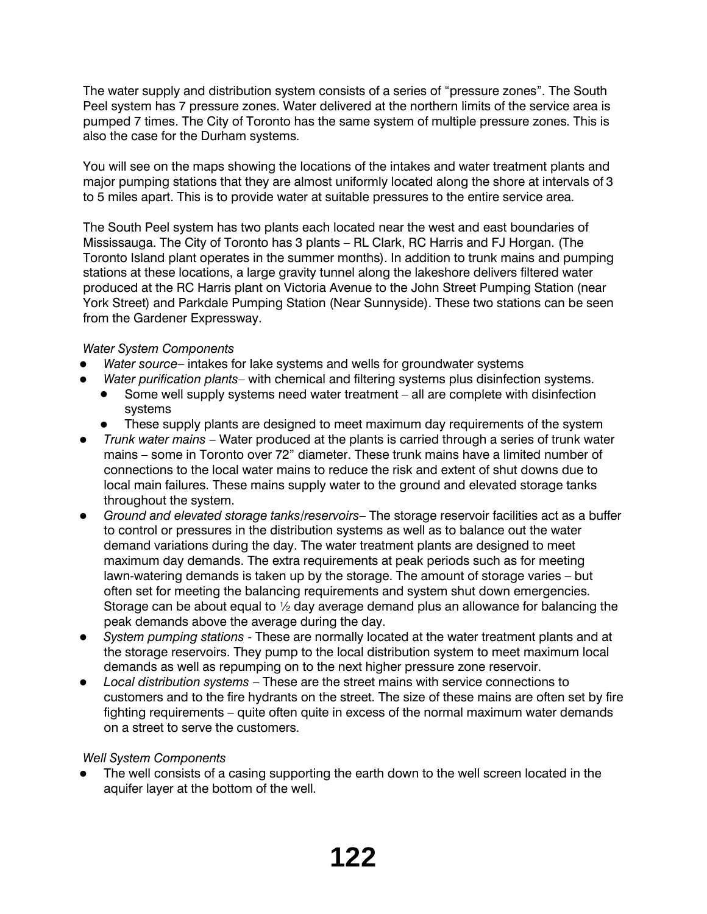The water supply and distribution system consists of a series of "pressure zones". The South Peel system has 7 pressure zones. Water delivered at the northern limits of the service area is pumped 7 times. The City of Toronto has the same system of multiple pressure zones. This is also the case for the Durham systems.

You will see on the maps showing the locations of the intakes and water treatment plants and major pumping stations that they are almost uniformly located along the shore at intervals of 3 to 5 miles apart. This is to provide water at suitable pressures to the entire service area.

The South Peel system has two plants each located near the west and east boundaries of Mississauga. The City of Toronto has 3 plants – RL Clark, RC Harris and FJ Horgan. (The Toronto Island plant operates in the summer months). In addition to trunk mains and pumping stations at these locations, a large gravity tunnel along the lakeshore delivers filtered water produced at the RC Harris plant on Victoria Avenue to the John Street Pumping Station (near York Street) and Parkdale Pumping Station (Near Sunnyside). These two stations can be seen from the Gardener Expressway.

*Water System Components*

- *Water source*– intakes for lake systems and wells for groundwater systems
- *Water purification plants*– with chemical and filtering systems plus disinfection systems.
  - Some well supply systems need water treatment – all are complete with disinfection systems
  - These supply plants are designed to meet maximum day requirements of the system
- *Trunk water mains* – Water produced at the plants is carried through a series of trunk water mains – some in Toronto over 72" diameter. These trunk mains have a limited number of connections to the local water mains to reduce the risk and extent of shut downs due to local main failures. These mains supply water to the ground and elevated storage tanks throughout the system.
- *Ground and elevated storage tanks/reservoirs*– The storage reservoir facilities act as a buffer to control or pressures in the distribution systems as well as to balance out the water demand variations during the day. The water treatment plants are designed to meet maximum day demands. The extra requirements at peak periods such as for meeting lawn-watering demands is taken up by the storage. The amount of storage varies – but often set for meeting the balancing requirements and system shut down emergencies. Storage can be about equal to ½ day average demand plus an allowance for balancing the peak demands above the average during the day.
- *System pumping stations* - These are normally located at the water treatment plants and at the storage reservoirs. They pump to the local distribution system to meet maximum local demands as well as repumping on to the next higher pressure zone reservoir.
- *Local distribution systems* – These are the street mains with service connections to customers and to the fire hydrants on the street. The size of these mains are often set by fire fighting requirements – quite often quite in excess of the normal maximum water demands on a street to serve the customers.

*Well System Components*

- The well consists of a casing supporting the earth down to the well screen located in the aquifer layer at the bottom of the well.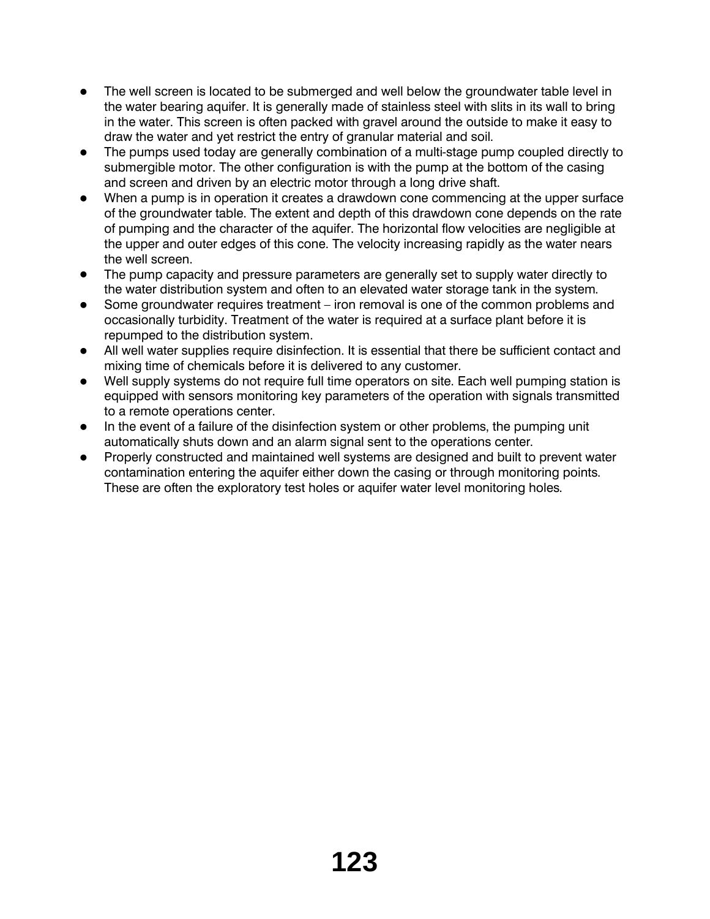- The well screen is located to be submerged and well below the groundwater table level in the water bearing aquifer. It is generally made of stainless steel with slits in its wall to bring in the water. This screen is often packed with gravel around the outside to make it easy to draw the water and yet restrict the entry of granular material and soil.
- The pumps used today are generally combination of a multi-stage pump coupled directly to submergible motor. The other configuration is with the pump at the bottom of the casing and screen and driven by an electric motor through a long drive shaft.
- When a pump is in operation it creates a drawdown cone commencing at the upper surface of the groundwater table. The extent and depth of this drawdown cone depends on the rate of pumping and the character of the aquifer. The horizontal flow velocities are negligible at the upper and outer edges of this cone. The velocity increasing rapidly as the water nears the well screen.
- The pump capacity and pressure parameters are generally set to supply water directly to the water distribution system and often to an elevated water storage tank in the system.
- Some groundwater requires treatment – iron removal is one of the common problems and occasionally turbidity. Treatment of the water is required at a surface plant before it is repumped to the distribution system.
- All well water supplies require disinfection. It is essential that there be sufficient contact and mixing time of chemicals before it is delivered to any customer.
- Well supply systems do not require full time operators on site. Each well pumping station is equipped with sensors monitoring key parameters of the operation with signals transmitted to a remote operations center.
- In the event of a failure of the disinfection system or other problems, the pumping unit automatically shuts down and an alarm signal sent to the operations center.
- Properly constructed and maintained well systems are designed and built to prevent water contamination entering the aquifer either down the casing or through monitoring points. These are often the exploratory test holes or aquifer water level monitoring holes.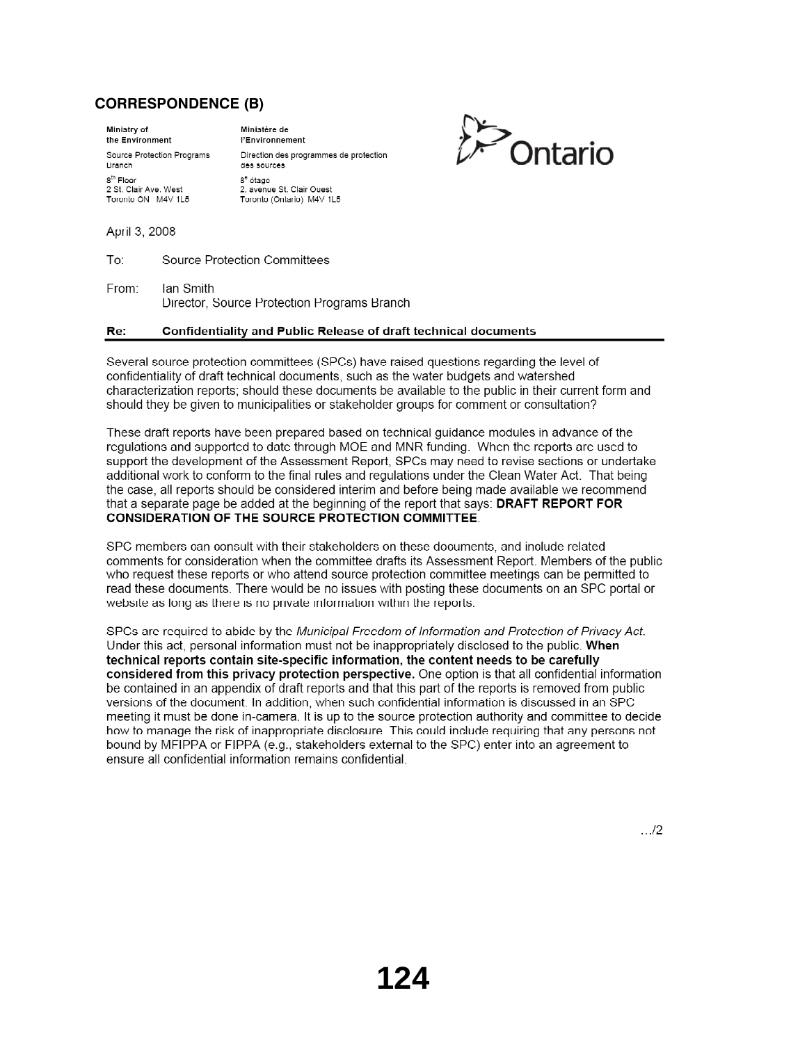## CORRESPONDENCE (B)

**Ministry of the Environment**
Source Protection Programs Branch
8[th] Floor
2 St. Clair Ave. West
Toronto ON M4V 1L5

**Ministère de l'Environnement**
Direction des programmes de protection des sources
8[e] étage
2, avenue St. Clair Ouest
Toronto (Ontario) M4V 1L5

Ontario

April 3, 2008

To: Source Protection Committees

From: Ian Smith
Director, Source Protection Programs Branch

**Re: Confidentiality and Public Release of draft technical documents**

Several source protection committees (SPCs) have raised questions regarding the level of confidentiality of draft technical documents, such as the water budgets and watershed characterization reports; should these documents be available to the public in their current form and should they be given to municipalities or stakeholder groups for comment or consultation?

These draft reports have been prepared based on technical guidance modules in advance of the regulations and supported to date through MOE and MNR funding. When the reports are used to support the development of the Assessment Report, SPCs may need to revise sections or undertake additional work to conform to the final rules and regulations under the Clean Water Act. That being the case, all reports should be considered interim and before being made available we recommend that a separate page be added at the beginning of the report that says: **DRAFT REPORT FOR CONSIDERATION OF THE SOURCE PROTECTION COMMITTEE**.

SPC members can consult with their stakeholders on these documents, and include related comments for consideration when the committee drafts its Assessment Report. Members of the public who request these reports or who attend source protection committee meetings can be permitted to read these documents. There would be no issues with posting these documents on an SPC portal or website as long as there is no private information within the reports.

SPCs are required to abide by the *Municipal Freedom of Information and Protection of Privacy Act*. Under this act, personal information must not be inappropriately disclosed to the public. **When technical reports contain site-specific information, the content needs to be carefully considered from this privacy protection perspective.** One option is that all confidential information be contained in an appendix of draft reports and that this part of the reports is removed from public versions of the document. In addition, when such confidential information is discussed in an SPC meeting it must be done in-camera. It is up to the source protection authority and committee to decide how to manage the risk of inappropriate disclosure. This could include requiring that any persons not bound by MFIPPA or FIPPA (e.g., stakeholders external to the SPC) enter into an agreement to ensure all confidential information remains confidential.

.../2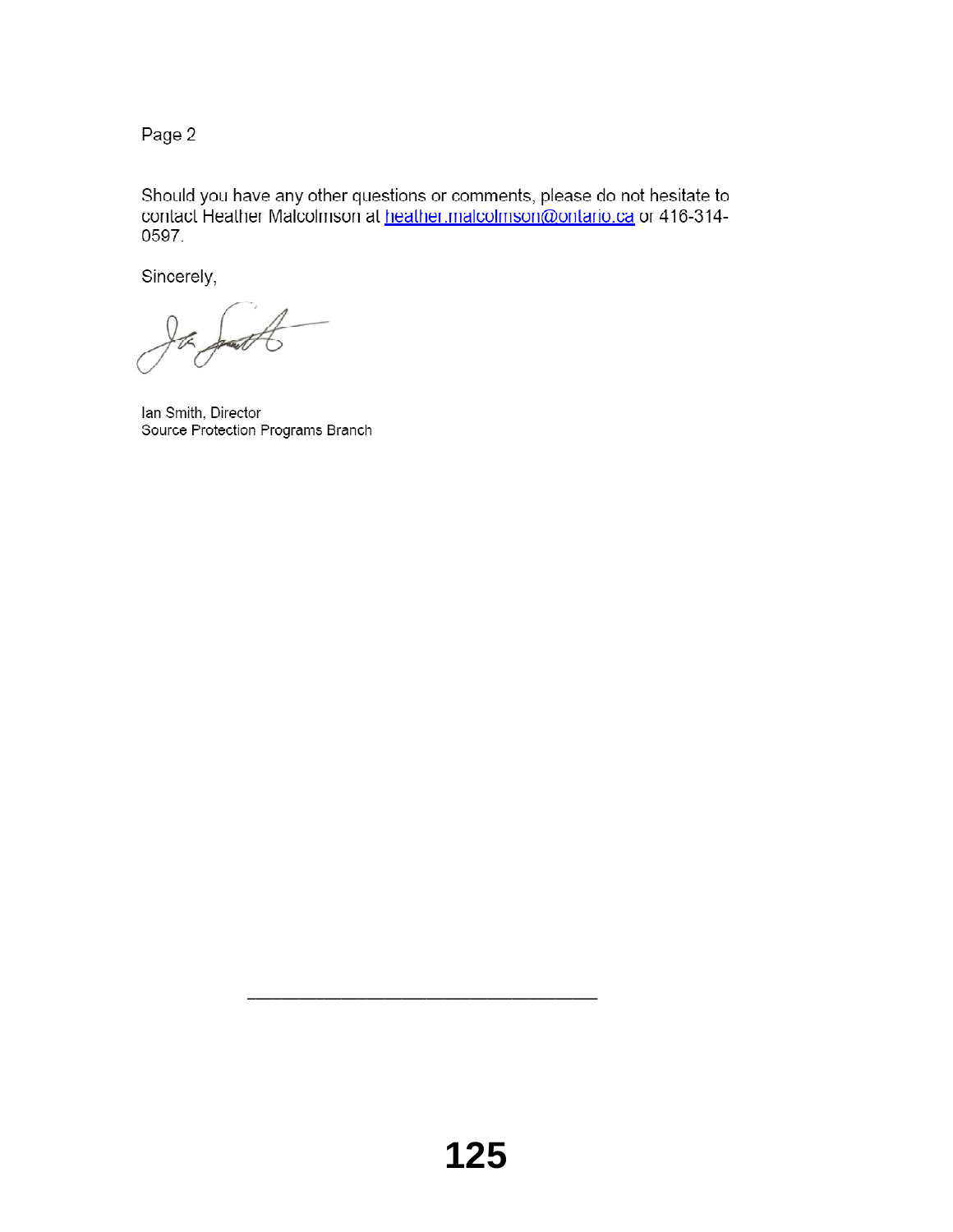Should you have any other questions or comments, please do not hesitate to contact Heather Malcolmson at heather.malcolmson@ontario.ca or 416-314-0597.

Sincerely,

Ian Smith, Director
Source Protection Programs Branch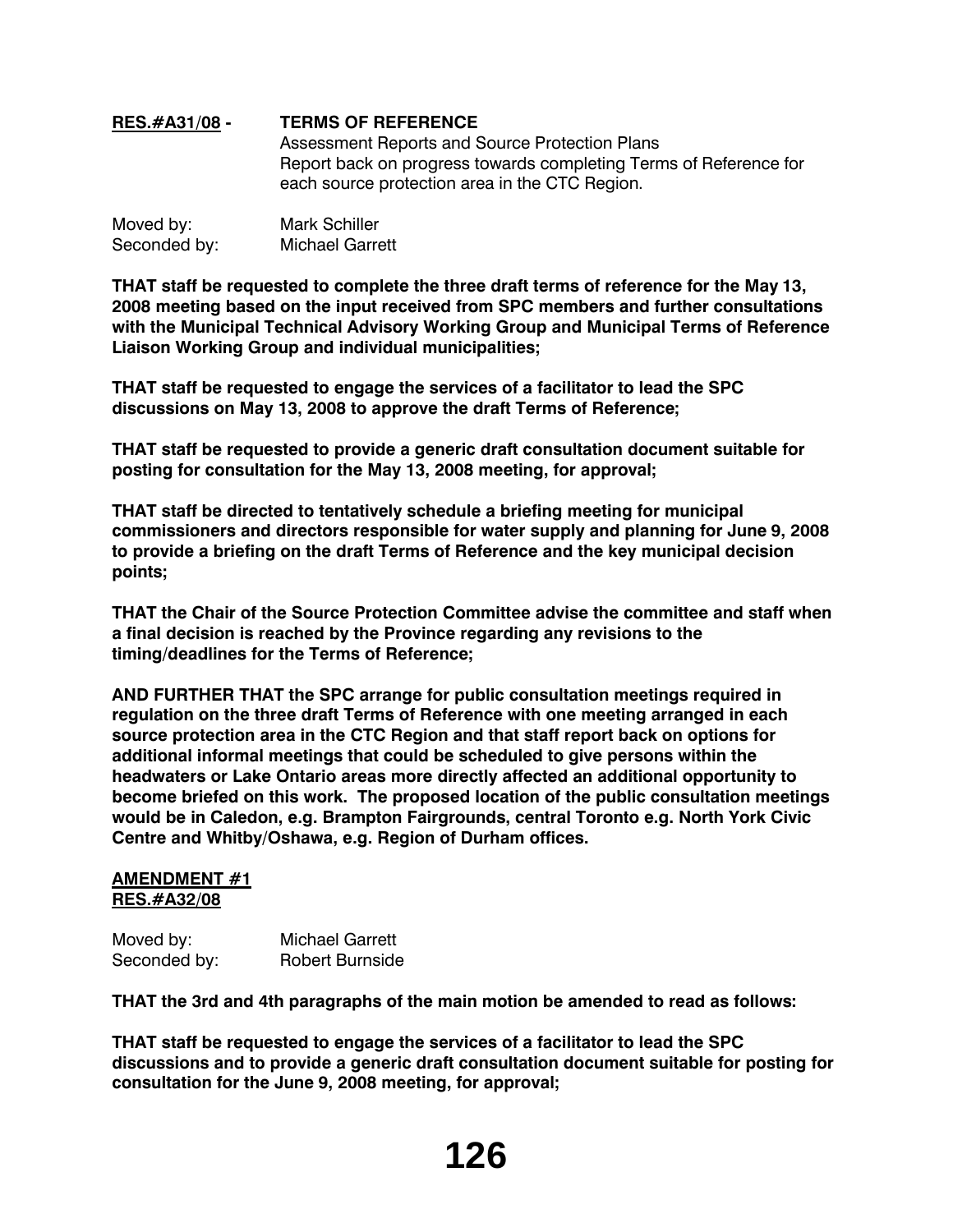**RES.#A31/08 -** **TERMS OF REFERENCE**
Assessment Reports and Source Protection Plans
Report back on progress towards completing Terms of Reference for each source protection area in the CTC Region.

Moved by: Mark Schiller
Seconded by: Michael Garrett

**THAT staff be requested to complete the three draft terms of reference for the May 13, 2008 meeting based on the input received from SPC members and further consultations with the Municipal Technical Advisory Working Group and Municipal Terms of Reference Liaison Working Group and individual municipalities;**

**THAT staff be requested to engage the services of a facilitator to lead the SPC discussions on May 13, 2008 to approve the draft Terms of Reference;**

**THAT staff be requested to provide a generic draft consultation document suitable for posting for consultation for the May 13, 2008 meeting, for approval;**

**THAT staff be directed to tentatively schedule a briefing meeting for municipal commissioners and directors responsible for water supply and planning for June 9, 2008 to provide a briefing on the draft Terms of Reference and the key municipal decision points;**

**THAT the Chair of the Source Protection Committee advise the committee and staff when a final decision is reached by the Province regarding any revisions to the timing/deadlines for the Terms of Reference;**

**AND FURTHER THAT the SPC arrange for public consultation meetings required in regulation on the three draft Terms of Reference with one meeting arranged in each source protection area in the CTC Region and that staff report back on options for additional informal meetings that could be scheduled to give persons within the headwaters or Lake Ontario areas more directly affected an additional opportunity to become briefed on this work. The proposed location of the public consultation meetings would be in Caledon, e.g. Brampton Fairgrounds, central Toronto e.g. North York Civic Centre and Whitby/Oshawa, e.g. Region of Durham offices.**

**AMENDMENT #1**
**RES.#A32/08**

Moved by: Michael Garrett
Seconded by: Robert Burnside

**THAT the 3rd and 4th paragraphs of the main motion be amended to read as follows:**

**THAT staff be requested to engage the services of a facilitator to lead the SPC discussions and to provide a generic draft consultation document suitable for posting for consultation for the June 9, 2008 meeting, for approval;**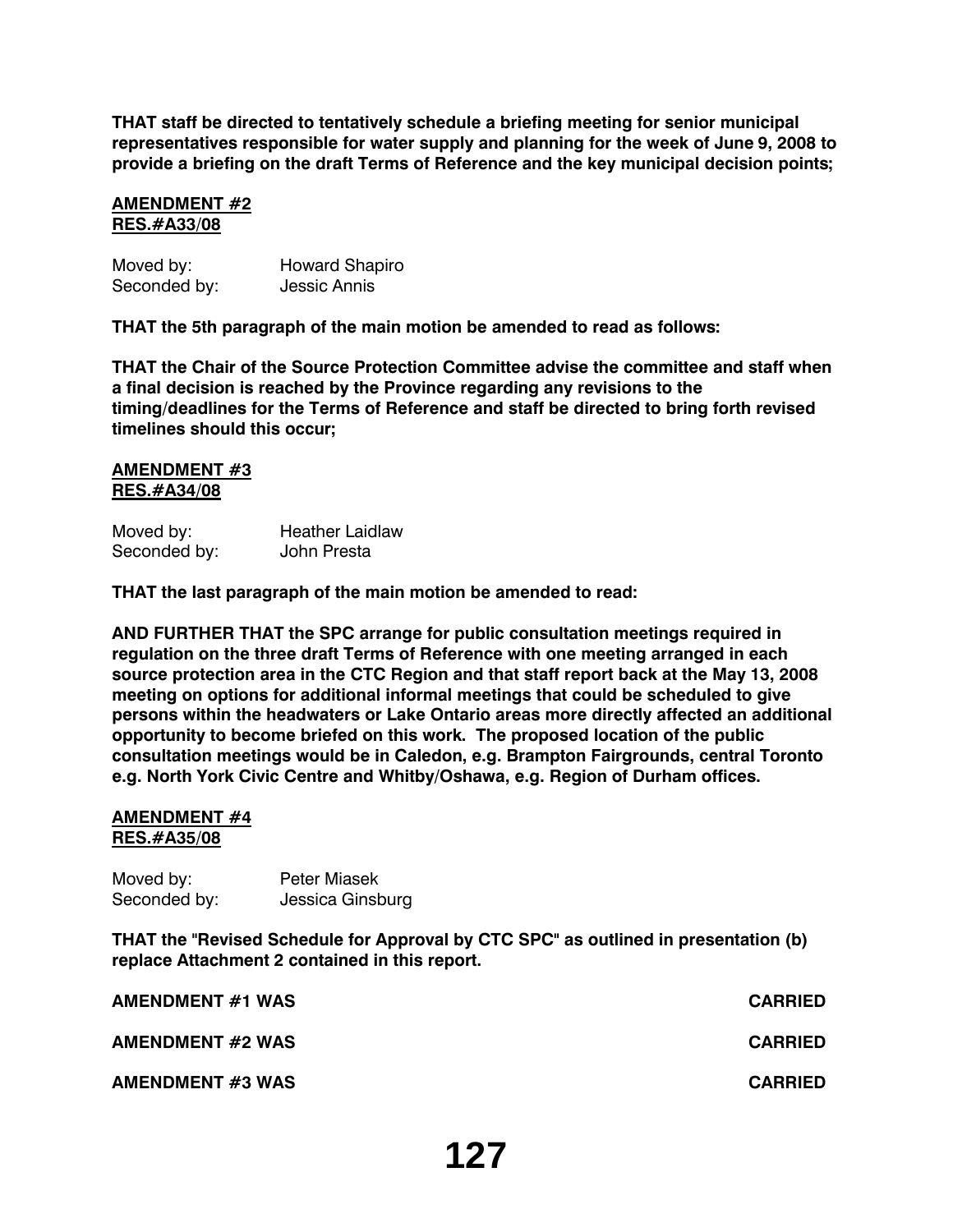**THAT staff be directed to tentatively schedule a briefing meeting for senior municipal representatives responsible for water supply and planning for the week of June 9, 2008 to provide a briefing on the draft Terms of Reference and the key municipal decision points;**

**AMENDMENT #2**
**RES.#A33/08**

Moved by: Howard Shapiro
Seconded by: Jessic Annis

**THAT the 5th paragraph of the main motion be amended to read as follows:**

**THAT the Chair of the Source Protection Committee advise the committee and staff when a final decision is reached by the Province regarding any revisions to the timing/deadlines for the Terms of Reference and staff be directed to bring forth revised timelines should this occur;**

**AMENDMENT #3**
**RES.#A34/08**

Moved by: Heather Laidlaw
Seconded by: John Presta

**THAT the last paragraph of the main motion be amended to read:**

**AND FURTHER THAT the SPC arrange for public consultation meetings required in regulation on the three draft Terms of Reference with one meeting arranged in each source protection area in the CTC Region and that staff report back at the May 13, 2008 meeting on options for additional informal meetings that could be scheduled to give persons within the headwaters or Lake Ontario areas more directly affected an additional opportunity to become briefed on this work. The proposed location of the public consultation meetings would be in Caledon, e.g. Brampton Fairgrounds, central Toronto e.g. North York Civic Centre and Whitby/Oshawa, e.g. Region of Durham offices.**

**AMENDMENT #4**
**RES.#A35/08**

Moved by: Peter Miasek
Seconded by: Jessica Ginsburg

**THAT the "Revised Schedule for Approval by CTC SPC" as outlined in presentation (b) replace Attachment 2 contained in this report.**

**AMENDMENT #1 WAS CARRIED**

**AMENDMENT #2 WAS CARRIED**

**AMENDMENT #3 WAS CARRIED**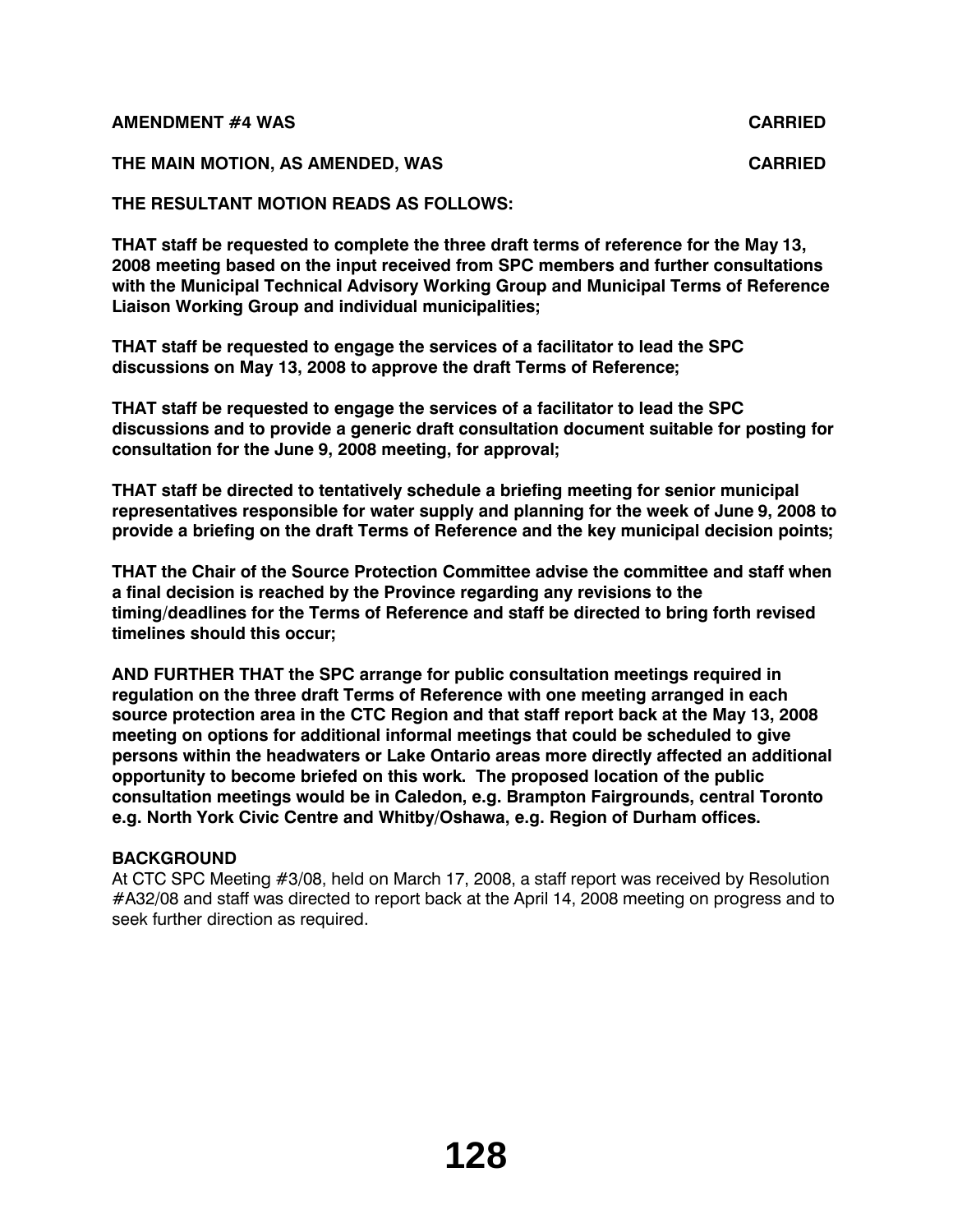**AMENDMENT #4 WAS CARRIED**

**THE MAIN MOTION, AS AMENDED, WAS CARRIED**

**THE RESULTANT MOTION READS AS FOLLOWS:**

**THAT staff be requested to complete the three draft terms of reference for the May 13, 2008 meeting based on the input received from SPC members and further consultations with the Municipal Technical Advisory Working Group and Municipal Terms of Reference Liaison Working Group and individual municipalities;**

**THAT staff be requested to engage the services of a facilitator to lead the SPC discussions on May 13, 2008 to approve the draft Terms of Reference;**

**THAT staff be requested to engage the services of a facilitator to lead the SPC discussions and to provide a generic draft consultation document suitable for posting for consultation for the June 9, 2008 meeting, for approval;**

**THAT staff be directed to tentatively schedule a briefing meeting for senior municipal representatives responsible for water supply and planning for the week of June 9, 2008 to provide a briefing on the draft Terms of Reference and the key municipal decision points;**

**THAT the Chair of the Source Protection Committee advise the committee and staff when a final decision is reached by the Province regarding any revisions to the timing/deadlines for the Terms of Reference and staff be directed to bring forth revised timelines should this occur;**

**AND FURTHER THAT the SPC arrange for public consultation meetings required in regulation on the three draft Terms of Reference with one meeting arranged in each source protection area in the CTC Region and that staff report back at the May 13, 2008 meeting on options for additional informal meetings that could be scheduled to give persons within the headwaters or Lake Ontario areas more directly affected an additional opportunity to become briefed on this work. The proposed location of the public consultation meetings would be in Caledon, e.g. Brampton Fairgrounds, central Toronto e.g. North York Civic Centre and Whitby/Oshawa, e.g. Region of Durham offices.**

**BACKGROUND**

At CTC SPC Meeting #3/08, held on March 17, 2008, a staff report was received by Resolution #A32/08 and staff was directed to report back at the April 14, 2008 meeting on progress and to seek further direction as required.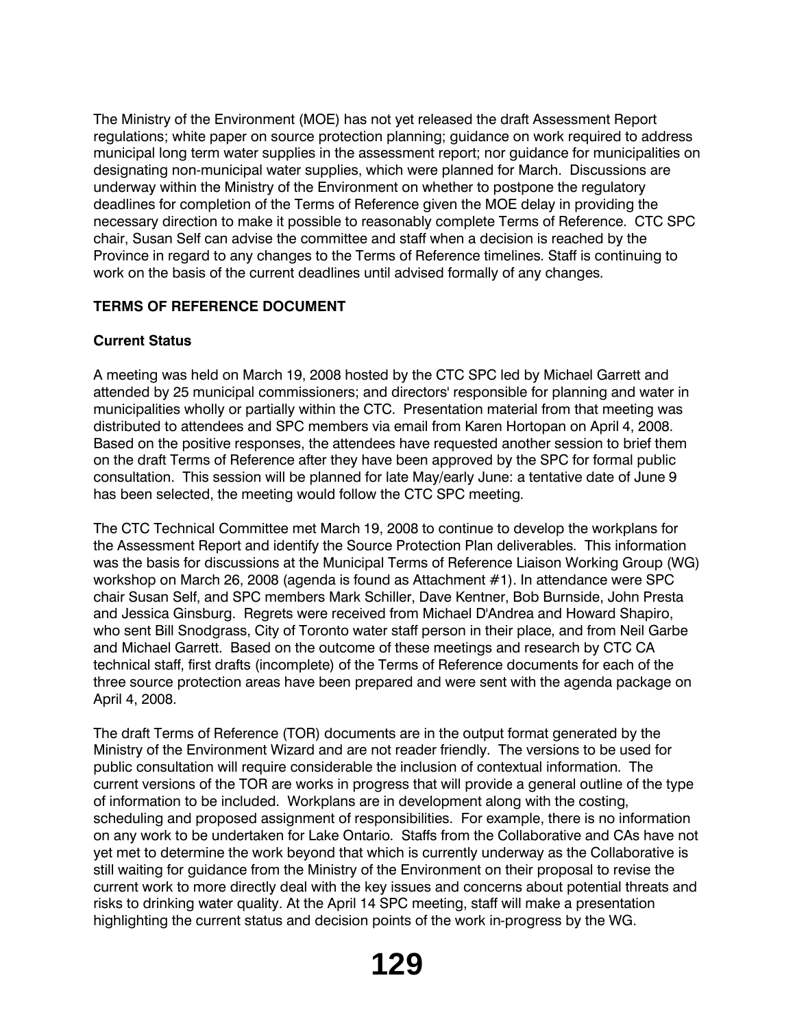The Ministry of the Environment (MOE) has not yet released the draft Assessment Report regulations; white paper on source protection planning; guidance on work required to address municipal long term water supplies in the assessment report; nor guidance for municipalities on designating non-municipal water supplies, which were planned for March. Discussions are underway within the Ministry of the Environment on whether to postpone the regulatory deadlines for completion of the Terms of Reference given the MOE delay in providing the necessary direction to make it possible to reasonably complete Terms of Reference. CTC SPC chair, Susan Self can advise the committee and staff when a decision is reached by the Province in regard to any changes to the Terms of Reference timelines. Staff is continuing to work on the basis of the current deadlines until advised formally of any changes.

**TERMS OF REFERENCE DOCUMENT**

**Current Status**

A meeting was held on March 19, 2008 hosted by the CTC SPC led by Michael Garrett and attended by 25 municipal commissioners; and directors' responsible for planning and water in municipalities wholly or partially within the CTC. Presentation material from that meeting was distributed to attendees and SPC members via email from Karen Hortopan on April 4, 2008. Based on the positive responses, the attendees have requested another session to brief them on the draft Terms of Reference after they have been approved by the SPC for formal public consultation. This session will be planned for late May/early June: a tentative date of June 9 has been selected, the meeting would follow the CTC SPC meeting.

The CTC Technical Committee met March 19, 2008 to continue to develop the workplans for the Assessment Report and identify the Source Protection Plan deliverables. This information was the basis for discussions at the Municipal Terms of Reference Liaison Working Group (WG) workshop on March 26, 2008 (agenda is found as Attachment #1). In attendance were SPC chair Susan Self, and SPC members Mark Schiller, Dave Kentner, Bob Burnside, John Presta and Jessica Ginsburg. Regrets were received from Michael D'Andrea and Howard Shapiro, who sent Bill Snodgrass, City of Toronto water staff person in their place, and from Neil Garbe and Michael Garrett. Based on the outcome of these meetings and research by CTC CA technical staff, first drafts (incomplete) of the Terms of Reference documents for each of the three source protection areas have been prepared and were sent with the agenda package on April 4, 2008.

The draft Terms of Reference (TOR) documents are in the output format generated by the Ministry of the Environment Wizard and are not reader friendly. The versions to be used for public consultation will require considerable the inclusion of contextual information. The current versions of the TOR are works in progress that will provide a general outline of the type of information to be included. Workplans are in development along with the costing, scheduling and proposed assignment of responsibilities. For example, there is no information on any work to be undertaken for Lake Ontario. Staffs from the Collaborative and CAs have not yet met to determine the work beyond that which is currently underway as the Collaborative is still waiting for guidance from the Ministry of the Environment on their proposal to revise the current work to more directly deal with the key issues and concerns about potential threats and risks to drinking water quality. At the April 14 SPC meeting, staff will make a presentation highlighting the current status and decision points of the work in-progress by the WG.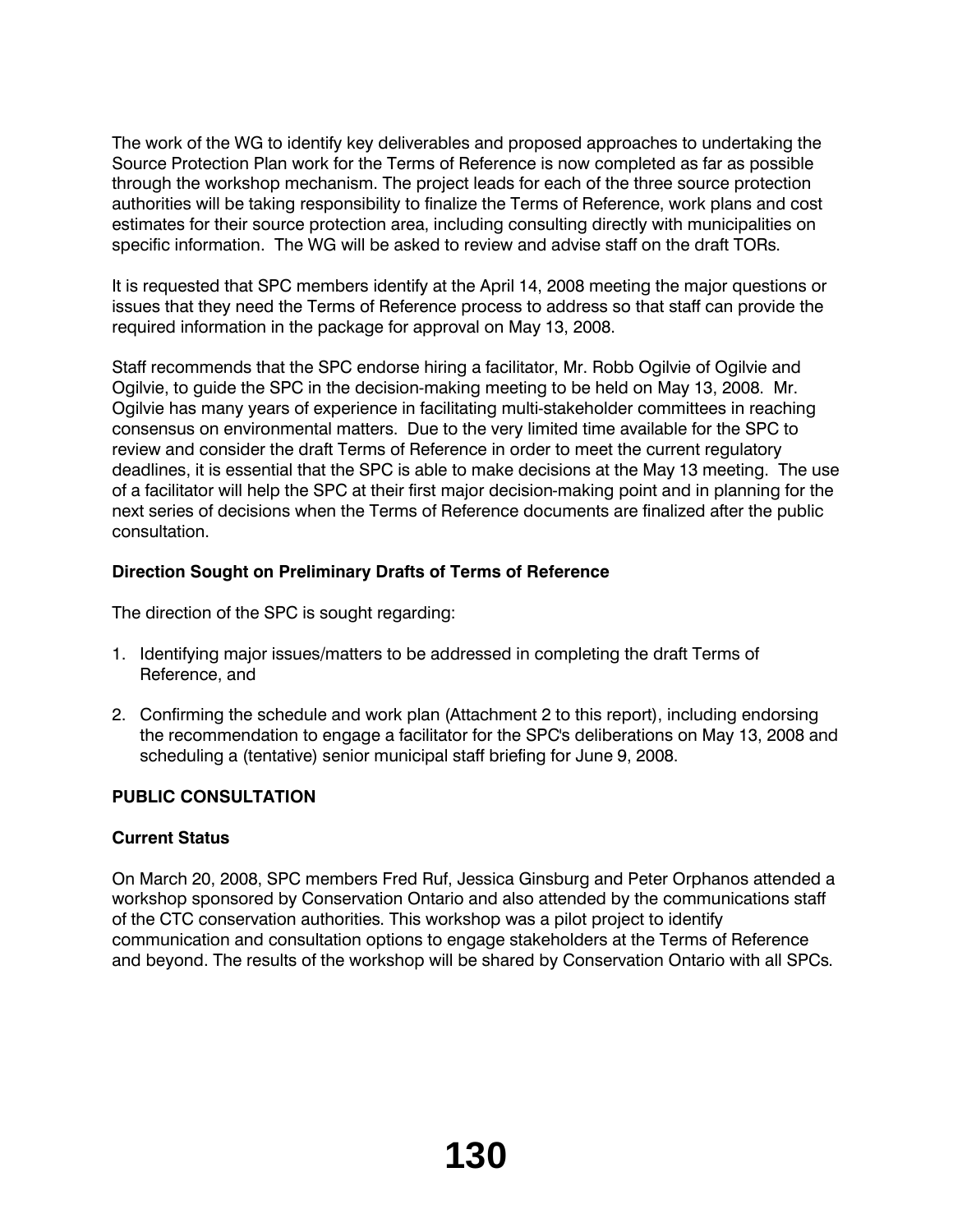The work of the WG to identify key deliverables and proposed approaches to undertaking the Source Protection Plan work for the Terms of Reference is now completed as far as possible through the workshop mechanism. The project leads for each of the three source protection authorities will be taking responsibility to finalize the Terms of Reference, work plans and cost estimates for their source protection area, including consulting directly with municipalities on specific information. The WG will be asked to review and advise staff on the draft TORs.

It is requested that SPC members identify at the April 14, 2008 meeting the major questions or issues that they need the Terms of Reference process to address so that staff can provide the required information in the package for approval on May 13, 2008.

Staff recommends that the SPC endorse hiring a facilitator, Mr. Robb Ogilvie of Ogilvie and Ogilvie, to guide the SPC in the decision-making meeting to be held on May 13, 2008. Mr. Ogilvie has many years of experience in facilitating multi-stakeholder committees in reaching consensus on environmental matters. Due to the very limited time available for the SPC to review and consider the draft Terms of Reference in order to meet the current regulatory deadlines, it is essential that the SPC is able to make decisions at the May 13 meeting. The use of a facilitator will help the SPC at their first major decision-making point and in planning for the next series of decisions when the Terms of Reference documents are finalized after the public consultation.

**Direction Sought on Preliminary Drafts of Terms of Reference**

The direction of the SPC is sought regarding:

1. Identifying major issues/matters to be addressed in completing the draft Terms of Reference, and

2. Confirming the schedule and work plan (Attachment 2 to this report), including endorsing the recommendation to engage a facilitator for the SPC's deliberations on May 13, 2008 and scheduling a (tentative) senior municipal staff briefing for June 9, 2008.

**PUBLIC CONSULTATION**

**Current Status**

On March 20, 2008, SPC members Fred Ruf, Jessica Ginsburg and Peter Orphanos attended a workshop sponsored by Conservation Ontario and also attended by the communications staff of the CTC conservation authorities. This workshop was a pilot project to identify communication and consultation options to engage stakeholders at the Terms of Reference and beyond. The results of the workshop will be shared by Conservation Ontario with all SPCs.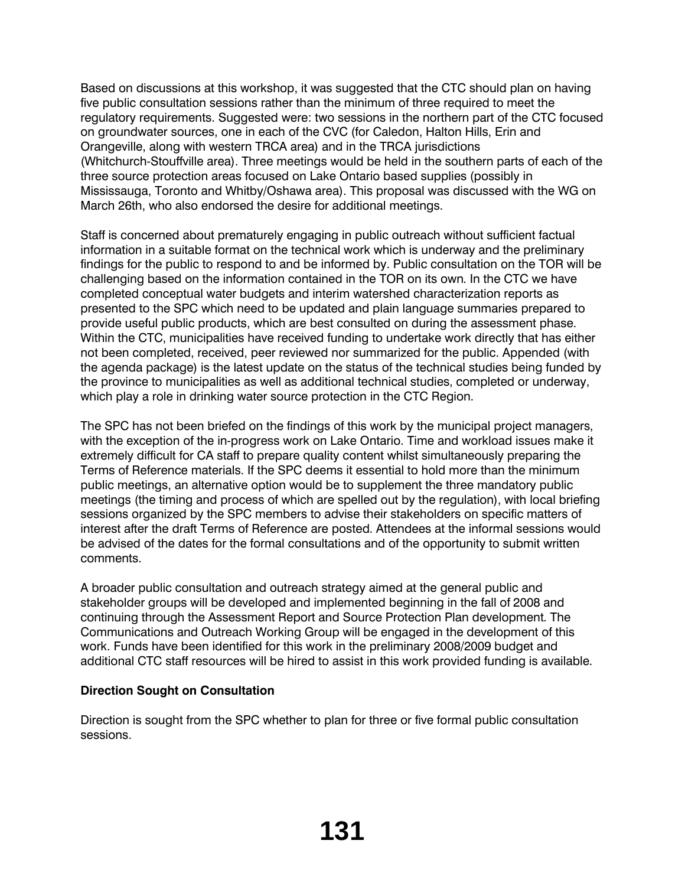Based on discussions at this workshop, it was suggested that the CTC should plan on having five public consultation sessions rather than the minimum of three required to meet the regulatory requirements. Suggested were: two sessions in the northern part of the CTC focused on groundwater sources, one in each of the CVC (for Caledon, Halton Hills, Erin and Orangeville, along with western TRCA area) and in the TRCA jurisdictions (Whitchurch-Stouffville area). Three meetings would be held in the southern parts of each of the three source protection areas focused on Lake Ontario based supplies (possibly in Mississauga, Toronto and Whitby/Oshawa area). This proposal was discussed with the WG on March 26th, who also endorsed the desire for additional meetings.

Staff is concerned about prematurely engaging in public outreach without sufficient factual information in a suitable format on the technical work which is underway and the preliminary findings for the public to respond to and be informed by. Public consultation on the TOR will be challenging based on the information contained in the TOR on its own. In the CTC we have completed conceptual water budgets and interim watershed characterization reports as presented to the SPC which need to be updated and plain language summaries prepared to provide useful public products, which are best consulted on during the assessment phase. Within the CTC, municipalities have received funding to undertake work directly that has either not been completed, received, peer reviewed nor summarized for the public. Appended (with the agenda package) is the latest update on the status of the technical studies being funded by the province to municipalities as well as additional technical studies, completed or underway, which play a role in drinking water source protection in the CTC Region.

The SPC has not been briefed on the findings of this work by the municipal project managers, with the exception of the in-progress work on Lake Ontario. Time and workload issues make it extremely difficult for CA staff to prepare quality content whilst simultaneously preparing the Terms of Reference materials. If the SPC deems it essential to hold more than the minimum public meetings, an alternative option would be to supplement the three mandatory public meetings (the timing and process of which are spelled out by the regulation), with local briefing sessions organized by the SPC members to advise their stakeholders on specific matters of interest after the draft Terms of Reference are posted. Attendees at the informal sessions would be advised of the dates for the formal consultations and of the opportunity to submit written comments.

A broader public consultation and outreach strategy aimed at the general public and stakeholder groups will be developed and implemented beginning in the fall of 2008 and continuing through the Assessment Report and Source Protection Plan development. The Communications and Outreach Working Group will be engaged in the development of this work. Funds have been identified for this work in the preliminary 2008/2009 budget and additional CTC staff resources will be hired to assist in this work provided funding is available.

**Direction Sought on Consultation**

Direction is sought from the SPC whether to plan for three or five formal public consultation sessions.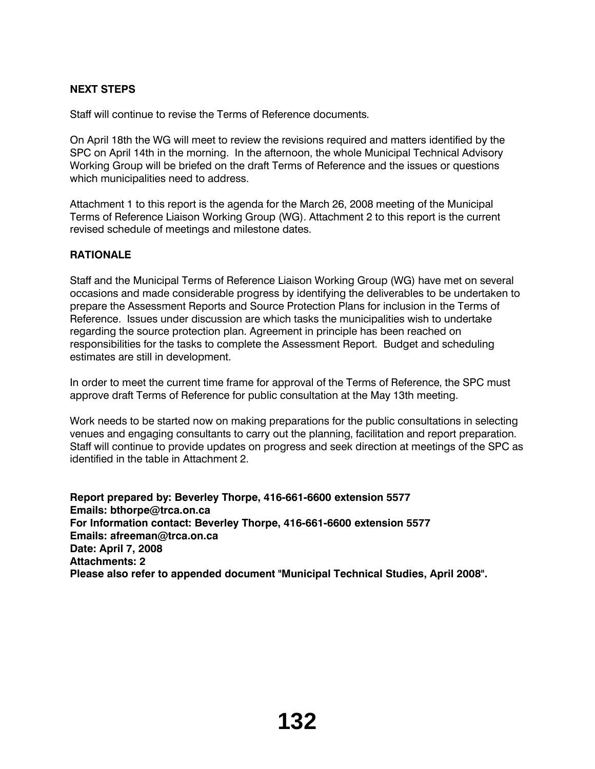**NEXT STEPS**

Staff will continue to revise the Terms of Reference documents.

On April 18th the WG will meet to review the revisions required and matters identified by the SPC on April 14th in the morning. In the afternoon, the whole Municipal Technical Advisory Working Group will be briefed on the draft Terms of Reference and the issues or questions which municipalities need to address.

Attachment 1 to this report is the agenda for the March 26, 2008 meeting of the Municipal Terms of Reference Liaison Working Group (WG). Attachment 2 to this report is the current revised schedule of meetings and milestone dates.

**RATIONALE**

Staff and the Municipal Terms of Reference Liaison Working Group (WG) have met on several occasions and made considerable progress by identifying the deliverables to be undertaken to prepare the Assessment Reports and Source Protection Plans for inclusion in the Terms of Reference. Issues under discussion are which tasks the municipalities wish to undertake regarding the source protection plan. Agreement in principle has been reached on responsibilities for the tasks to complete the Assessment Report. Budget and scheduling estimates are still in development.

In order to meet the current time frame for approval of the Terms of Reference, the SPC must approve draft Terms of Reference for public consultation at the May 13th meeting.

Work needs to be started now on making preparations for the public consultations in selecting venues and engaging consultants to carry out the planning, facilitation and report preparation. Staff will continue to provide updates on progress and seek direction at meetings of the SPC as identified in the table in Attachment 2.

**Report prepared by: Beverley Thorpe, 416-661-6600 extension 5577**
**Emails: bthorpe@trca.on.ca**
**For Information contact: Beverley Thorpe, 416-661-6600 extension 5577**
**Emails: afreeman@trca.on.ca**
**Date: April 7, 2008**
**Attachments: 2**
**Please also refer to appended document "Municipal Technical Studies, April 2008".**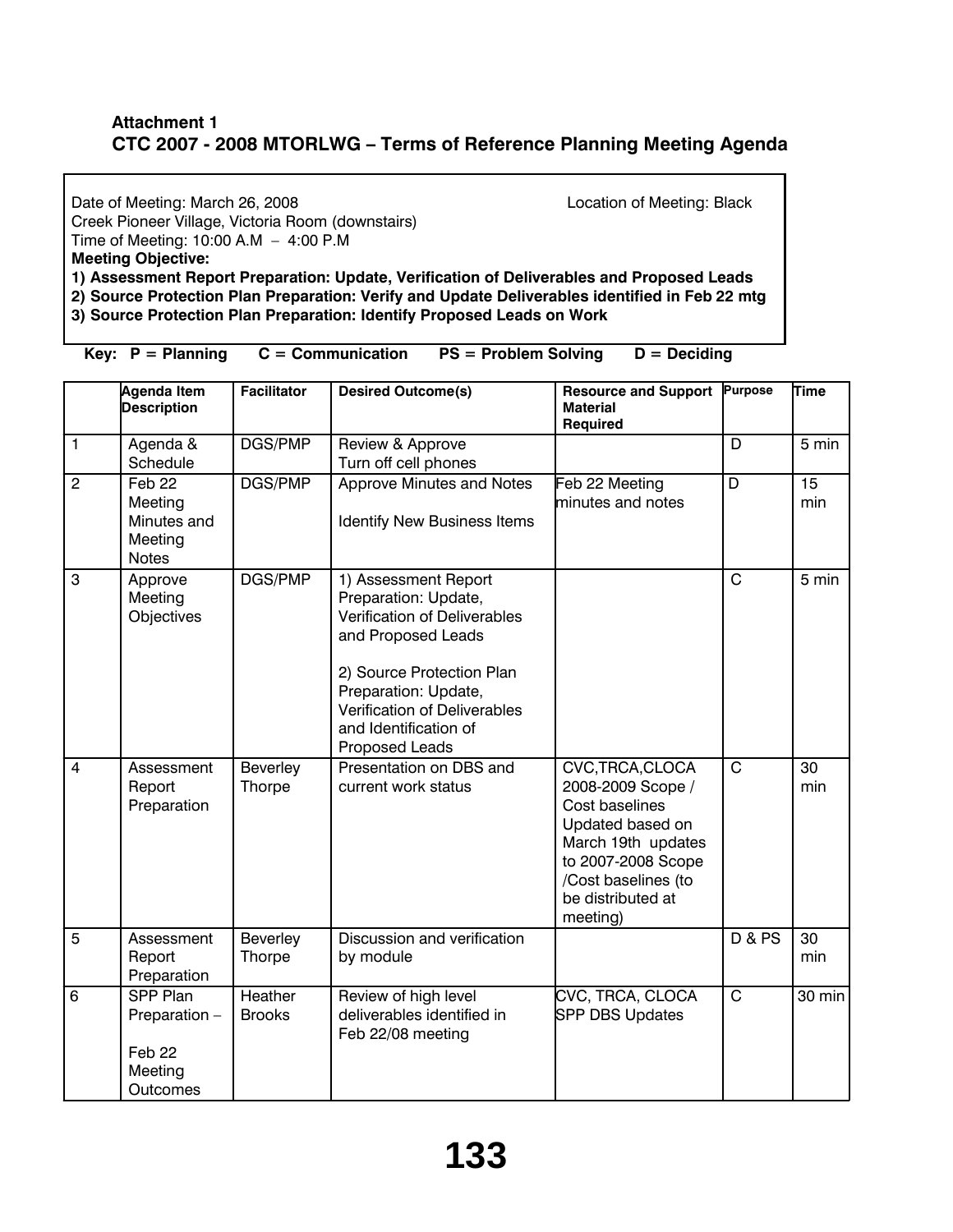**Attachment 1**
**CTC 2007 - 2008 MTORLWG – Terms of Reference Planning Meeting Agenda**

Date of Meeting: March 26, 2008 Location of Meeting: Black Creek Pioneer Village, Victoria Room (downstairs)
Time of Meeting: 10:00 A.M – 4:00 P.M
**Meeting Objective:**
**1) Assessment Report Preparation: Update, Verification of Deliverables and Proposed Leads**
**2) Source Protection Plan Preparation: Verify and Update Deliverables identified in Feb 22 mtg**
**3) Source Protection Plan Preparation: Identify Proposed Leads on Work**

**Key: P = Planning C = Communication PS = Problem Solving D = Deciding**

| | Agenda Item Description | Facilitator | Desired Outcome(s) | Resource and Support Material Required | Purpose | Time |
|---|---|---|---|---|---|---|
| 1 | Agenda & Schedule | DGS/PMP | Review & Approve<br>Turn off cell phones | | D | 5 min |
| 2 | Feb 22 Meeting Minutes and Meeting Notes | DGS/PMP | Approve Minutes and Notes<br><br>Identify New Business Items | Feb 22 Meeting minutes and notes | D | 15 min |
| 3 | Approve Meeting Objectives | DGS/PMP | 1) Assessment Report Preparation: Update, Verification of Deliverables and Proposed Leads<br><br>2) Source Protection Plan Preparation: Update, Verification of Deliverables and Identification of Proposed Leads | | C | 5 min |
| 4 | Assessment Report Preparation | Beverley Thorpe | Presentation on DBS and current work status | CVC,TRCA,CLOCA 2008-2009 Scope / Cost baselines Updated based on March 19th updates to 2007-2008 Scope /Cost baselines (to be distributed at meeting) | C | 30 min |
| 5 | Assessment Report Preparation | Beverley Thorpe | Discussion and verification by module | | D & PS | 30 min |
| 6 | SPP Plan Preparation – Feb 22 Meeting Outcomes | Heather Brooks | Review of high level deliverables identified in Feb 22/08 meeting | CVC, TRCA, CLOCA SPP DBS Updates | C | 30 min |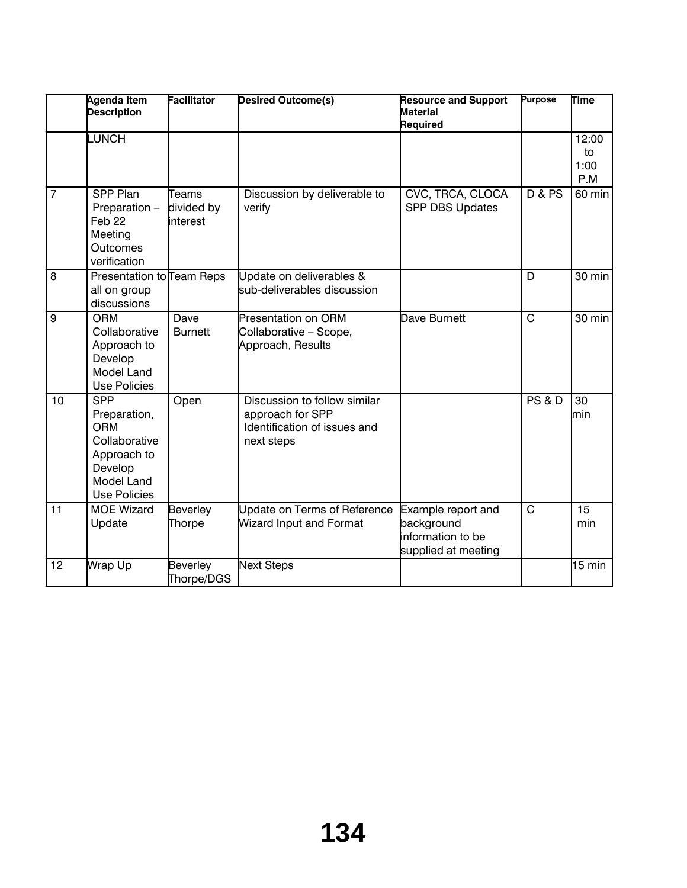| | Agenda Item Description | Facilitator | Desired Outcome(s) | Resource and Support Material Required | Purpose | Time |
|---|---|---|---|---|---|---|
| | LUNCH | | | | | 12:00 to 1:00 P.M |
| 7 | SPP Plan Preparation – Feb 22 Meeting Outcomes verification | Teams divided by interest | Discussion by deliverable to verify | CVC, TRCA, CLOCA SPP DBS Updates | D & PS | 60 min |
| 8 | Presentation to all on group discussions | Team Reps | Update on deliverables & sub-deliverables discussion | | D | 30 min |
| 9 | ORM Collaborative Approach to Develop Model Land Use Policies | Dave Burnett | Presentation on ORM Collaborative – Scope, Approach, Results | Dave Burnett | C | 30 min |
| 10 | SPP Preparation, ORM Collaborative Approach to Develop Model Land Use Policies | Open | Discussion to follow similar approach for SPP Identification of issues and next steps | | PS & D | 30 min |
| 11 | MOE Wizard Update | Beverley Thorpe | Update on Terms of Reference Wizard Input and Format | Example report and background information to be supplied at meeting | C | 15 min |
| 12 | Wrap Up | Beverley Thorpe/DGS | Next Steps | | | 15 min |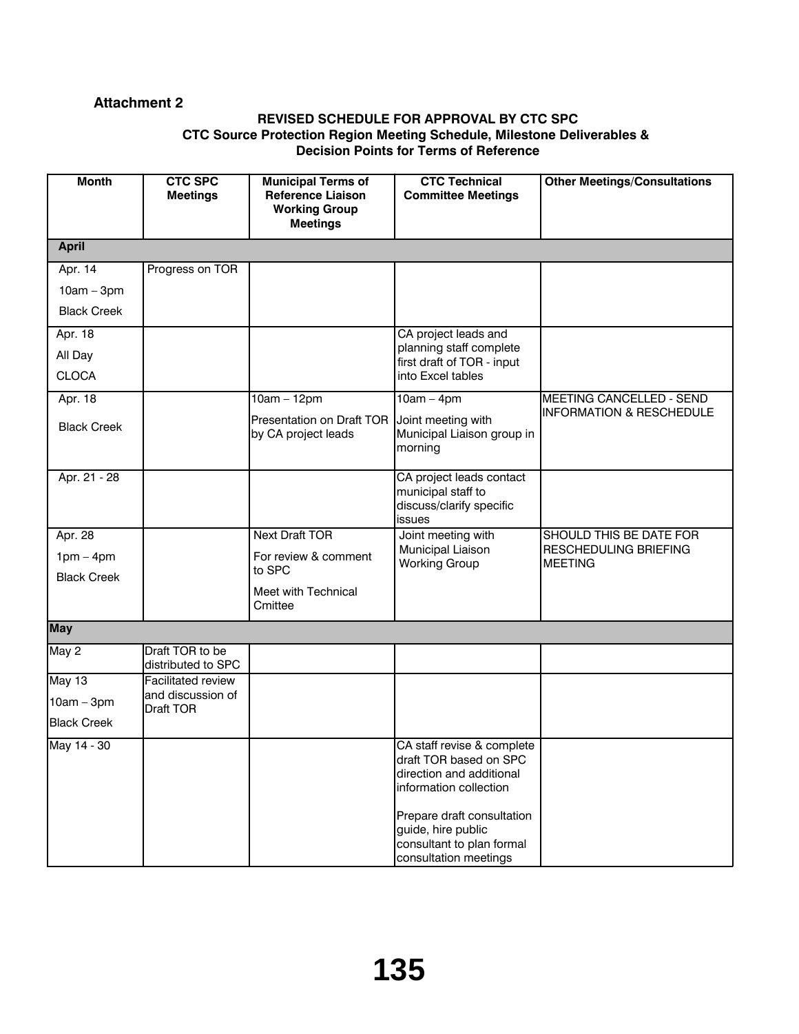**Attachment 2**

**REVISED SCHEDULE FOR APPROVAL BY CTC SPC**
**CTC Source Protection Region Meeting Schedule, Milestone Deliverables & Decision Points for Terms of Reference**

| Month | CTC SPC Meetings | Municipal Terms of Reference Liaison Working Group Meetings | CTC Technical Committee Meetings | Other Meetings/Consultations |
|---|---|---|---|---|
| **April** | | | | |
| Apr. 14<br>10am – 3pm<br>Black Creek | Progress on TOR | | | |
| Apr. 18<br>All Day<br>CLOCA | | | CA project leads and planning staff complete first draft of TOR - input into Excel tables | |
| Apr. 18<br>Black Creek | | 10am – 12pm<br>Presentation on Draft TOR by CA project leads | 10am – 4pm<br>Joint meeting with Municipal Liaison group in morning | MEETING CANCELLED - SEND INFORMATION & RESCHEDULE |
| Apr. 21 - 28 | | | CA project leads contact municipal staff to discuss/clarify specific issues | |
| Apr. 28<br>1pm – 4pm<br>Black Creek | | Next Draft TOR<br>For review & comment to SPC<br>Meet with Technical Cmittee | Joint meeting with Municipal Liaison Working Group | SHOULD THIS BE DATE FOR RESCHEDULING BRIEFING MEETING |
| **May** | | | | |
| May 2 | Draft TOR to be distributed to SPC | | | |
| May 13<br>10am – 3pm<br>Black Creek | Facilitated review and discussion of Draft TOR | | | |
| May 14 - 30 | | | CA staff revise & complete draft TOR based on SPC direction and additional information collection<br><br>Prepare draft consultation guide, hire public consultant to plan formal consultation meetings | |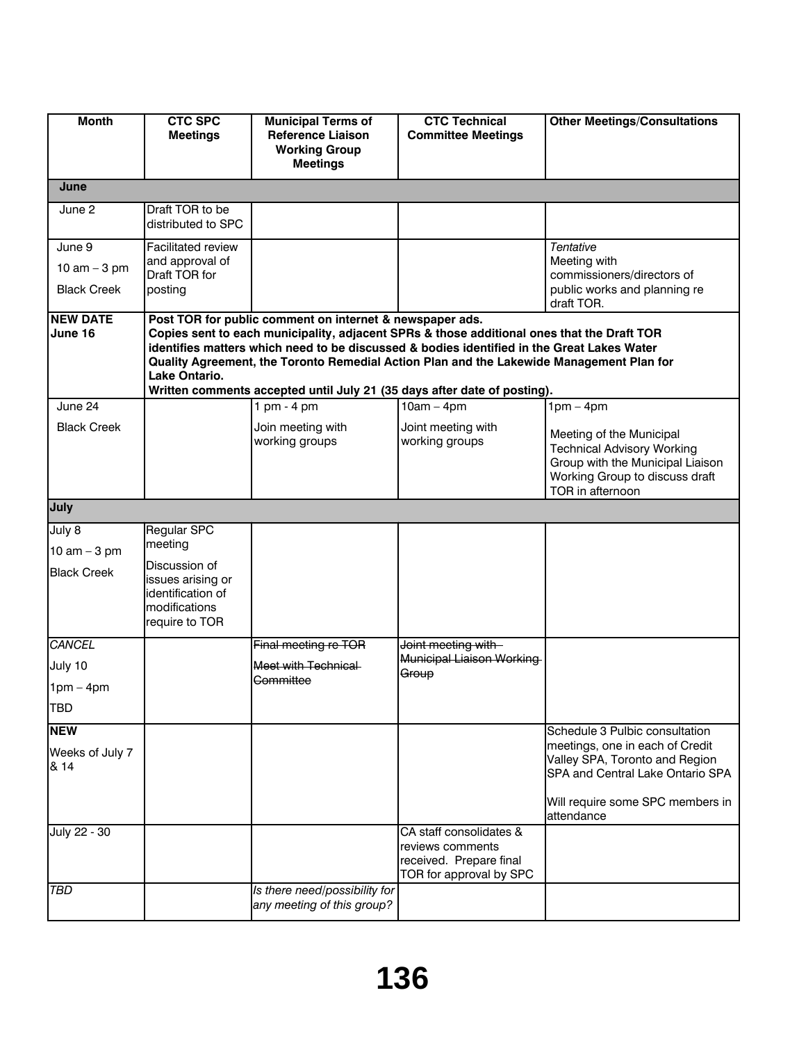| Month | CTC SPC Meetings | Municipal Terms of Reference Liaison Working Group Meetings | CTC Technical Committee Meetings | Other Meetings/Consultations |
|---|---|---|---|---|
| **June** | | | | |
| June 2 | Draft TOR to be distributed to SPC | | | |
| June 9<br>10 am – 3 pm<br>Black Creek | Facilitated review and approval of Draft TOR for posting | | | *Tentative*<br>Meeting with commissioners/directors of public works and planning re draft TOR. |
| **NEW DATE June 16** | **Post TOR for public comment on internet & newspaper ads. Copies sent to each municipality, adjacent SPRs & those additional ones that the Draft TOR identifies matters which need to be discussed & bodies identified in the Great Lakes Water Quality Agreement, the Toronto Remedial Action Plan and the Lakewide Management Plan for Lake Ontario. Written comments accepted until July 21 (35 days after date of posting).** | | | |
| June 24<br>Black Creek | | 1 pm - 4 pm<br>Join meeting with working groups | 10am – 4pm<br>Joint meeting with working groups | 1pm – 4pm<br>Meeting of the Municipal Technical Advisory Working Group with the Municipal Liaison Working Group to discuss draft TOR in afternoon |
| **July** | | | | |
| July 8<br>10 am – 3 pm<br>Black Creek | Regular SPC meeting<br>Discussion of issues arising or identification of modifications require to TOR | | | |
| *CANCEL*<br>July 10<br>1pm – 4pm<br>TBD | | ~~Final meeting re TOR~~<br>~~Meet with Technical Committee~~ | ~~Joint meeting with Municipal Liaison Working Group~~ | |
| **NEW**<br>Weeks of July 7 & 14 | | | | Schedule 3 Pulbic consultation meetings, one in each of Credit Valley SPA, Toronto and Region SPA and Central Lake Ontario SPA<br>Will require some SPC members in attendance |
| July 22 - 30 | | | CA staff consolidates & reviews comments received. Prepare final TOR for approval by SPC | |
| *TBD* | | *Is there need/possibility for any meeting of this group?* | | |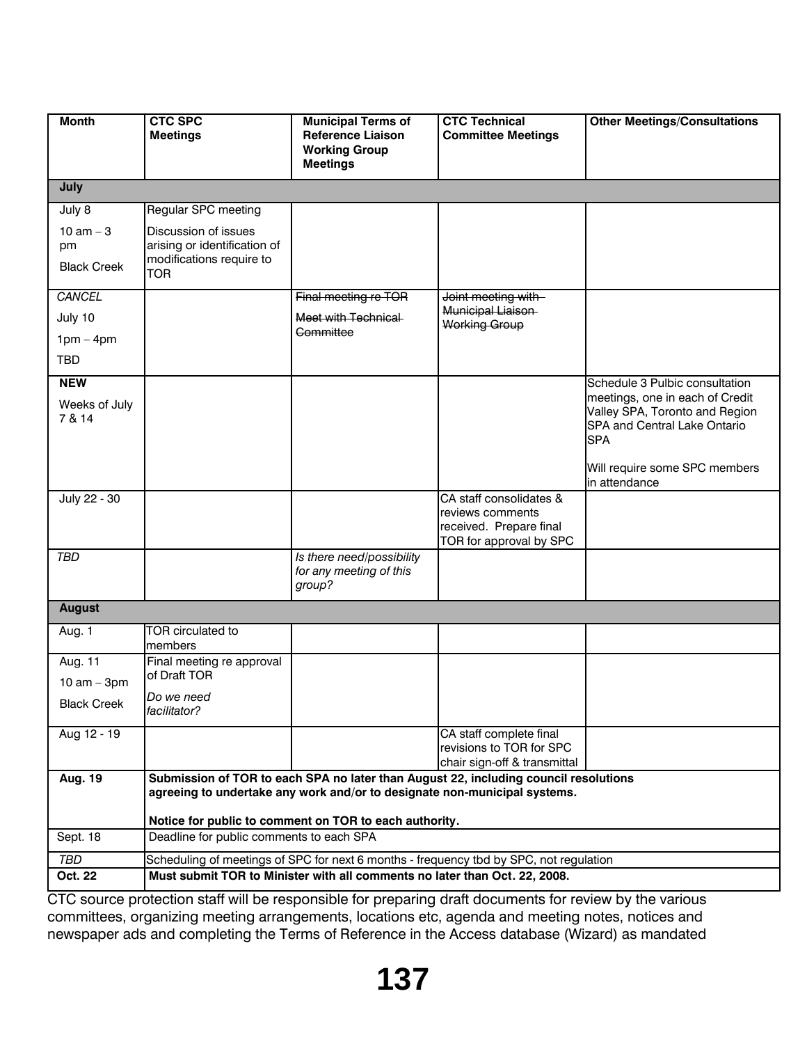| Month | CTC SPC Meetings | Municipal Terms of Reference Liaison Working Group Meetings | CTC Technical Committee Meetings | Other Meetings/Consultations |
|---|---|---|---|---|
| **July** | | | | |
| July 8<br>10 am – 3 pm<br>Black Creek | Regular SPC meeting<br>Discussion of issues arising or identification of modifications require to TOR | | | |
| *CANCEL*<br>July 10<br>1pm – 4pm<br>TBD | | ~~Final meeting re TOR~~<br>~~Meet with Technical Committee~~ | ~~Joint meeting with Municipal Liaison Working Group~~ | |
| **NEW**<br>Weeks of July 7 & 14 | | | | Schedule 3 Pulbic consultation meetings, one in each of Credit Valley SPA, Toronto and Region SPA and Central Lake Ontario SPA<br><br>Will require some SPC members in attendance |
| July 22 - 30 | | | CA staff consolidates & reviews comments received. Prepare final TOR for approval by SPC | |
| *TBD* | | *Is there need/possibility for any meeting of this group?* | | |
| **August** | | | | |
| Aug. 1 | TOR circulated to members | | | |
| Aug. 11<br>10 am – 3pm<br>Black Creek | Final meeting re approval of Draft TOR<br>*Do we need facilitator?* | | | |
| Aug 12 - 19 | | | CA staff complete final revisions to TOR for SPC chair sign-off & transmittal | |
| **Aug. 19** | **Submission of TOR to each SPA no later than August 22, including council resolutions agreeing to undertake any work and/or to designate non-municipal systems.**<br><br>**Notice for public to comment on TOR to each authority.** | | | |
| Sept. 18 | Deadline for public comments to each SPA | | | |
| *TBD* | Scheduling of meetings of SPC for next 6 months - frequency tbd by SPC, not regulation | | | |
| **Oct. 22** | **Must submit TOR to Minister with all comments no later than Oct. 22, 2008.** | | | |

CTC source protection staff will be responsible for preparing draft documents for review by the various committees, organizing meeting arrangements, locations etc, agenda and meeting notes, notices and newspaper ads and completing the Terms of Reference in the Access database (Wizard) as mandated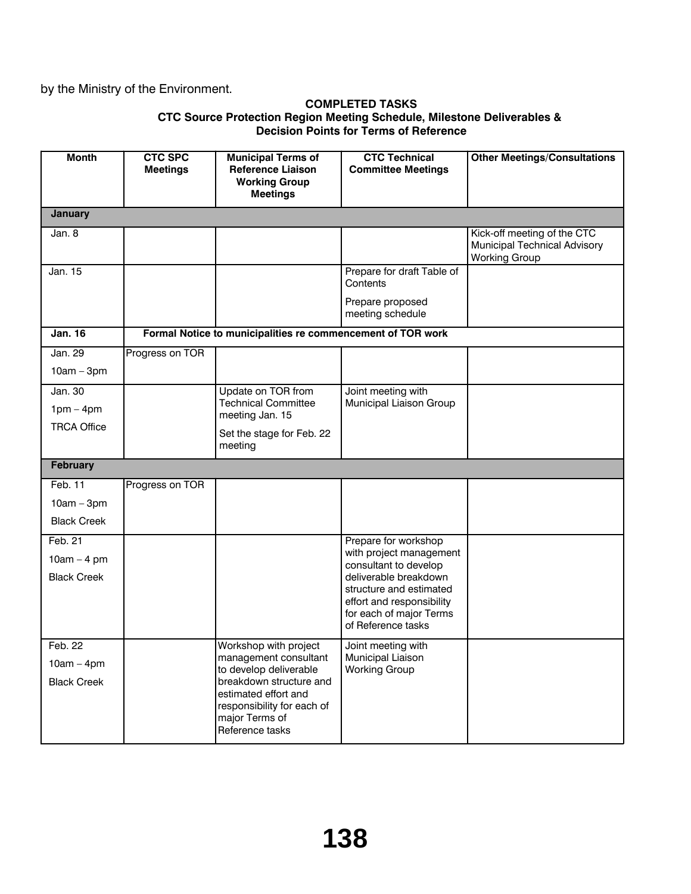by the Ministry of the Environment.

**COMPLETED TASKS**
**CTC Source Protection Region Meeting Schedule, Milestone Deliverables & Decision Points for Terms of Reference**

| Month | CTC SPC Meetings | Municipal Terms of Reference Liaison Working Group Meetings | CTC Technical Committee Meetings | Other Meetings/Consultations |
|---|---|---|---|---|
| **January** | | | | |
| Jan. 8 | | | | Kick-off meeting of the CTC Municipal Technical Advisory Working Group |
| Jan. 15 | | | Prepare for draft Table of Contents<br>Prepare proposed meeting schedule | |
| **Jan. 16** | **Formal Notice to municipalities re commencement of TOR work** | | | |
| Jan. 29<br>10am – 3pm | Progress on TOR | | | |
| Jan. 30<br>1pm – 4pm<br>TRCA Office | | Update on TOR from Technical Committee meeting Jan. 15<br>Set the stage for Feb. 22 meeting | Joint meeting with Municipal Liaison Group | |
| **February** | | | | |
| Feb. 11<br>10am – 3pm<br>Black Creek | Progress on TOR | | | |
| Feb. 21<br>10am – 4 pm<br>Black Creek | | | Prepare for workshop with project management consultant to develop deliverable breakdown structure and estimated effort and responsibility for each of major Terms of Reference tasks | |
| Feb. 22<br>10am – 4pm<br>Black Creek | | Workshop with project management consultant to develop deliverable breakdown structure and estimated effort and responsibility for each of major Terms of Reference tasks | Joint meeting with Municipal Liaison Working Group | |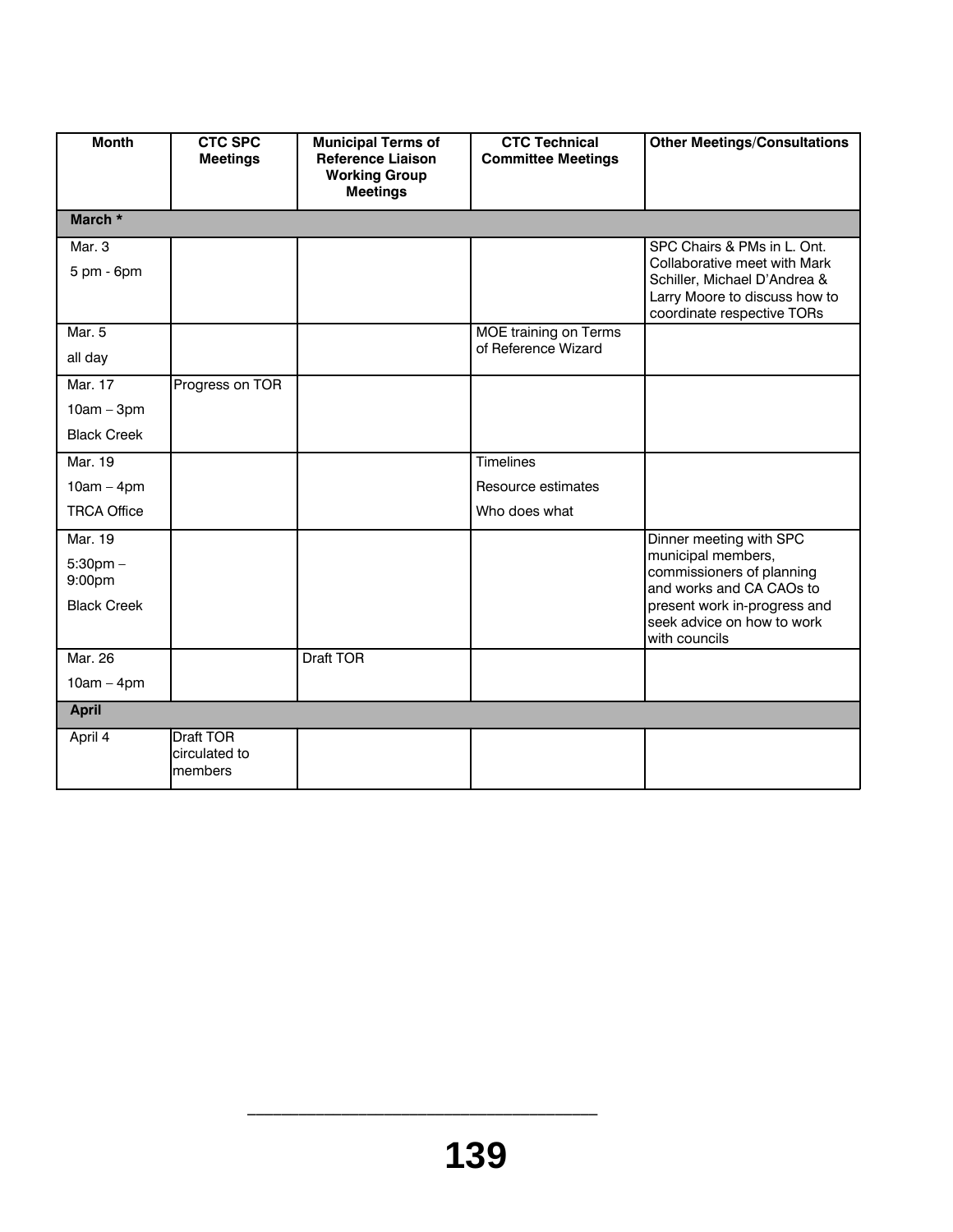| Month | CTC SPC Meetings | Municipal Terms of Reference Liaison Working Group Meetings | CTC Technical Committee Meetings | Other Meetings/Consultations |
|---|---|---|---|---|
| **March *** | | | | |
| Mar. 3<br>5 pm - 6pm | | | | SPC Chairs & PMs in L. Ont. Collaborative meet with Mark Schiller, Michael D'Andrea & Larry Moore to discuss how to coordinate respective TORs |
| Mar. 5<br>all day | | | MOE training on Terms of Reference Wizard | |
| Mar. 17<br>10am – 3pm<br>Black Creek | Progress on TOR | | | |
| Mar. 19<br>10am – 4pm<br>TRCA Office | | | Timelines<br>Resource estimates<br>Who does what | |
| Mar. 19<br>5:30pm – 9:00pm<br>Black Creek | | | | Dinner meeting with SPC municipal members, commissioners of planning and works and CA CAOs to present work in-progress and seek advice on how to work with councils |
| Mar. 26<br>10am – 4pm | | Draft TOR | | |
| **April** | | | | |
| April 4 | Draft TOR circulated to members | | | |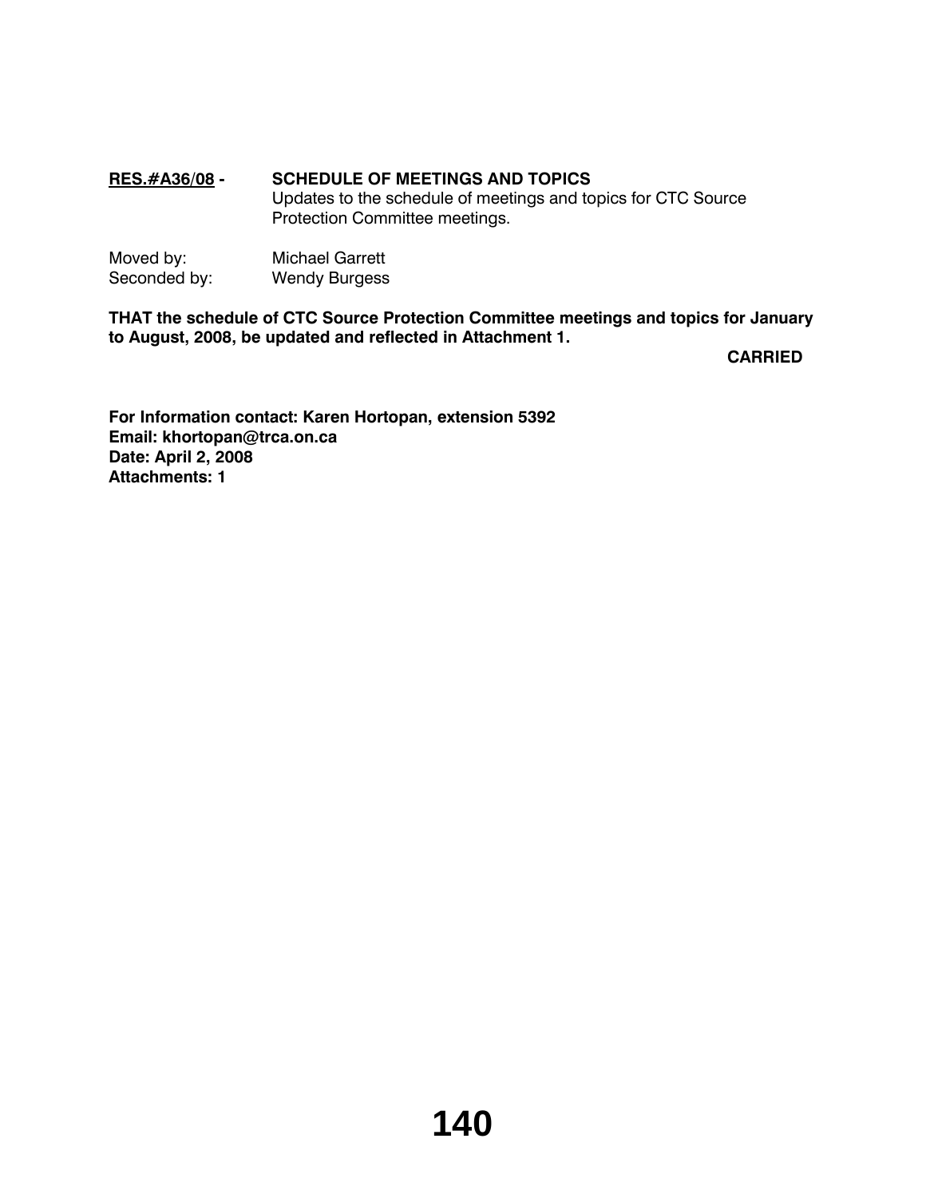**RES.#A36/08 -** **SCHEDULE OF MEETINGS AND TOPICS**
Updates to the schedule of meetings and topics for CTC Source Protection Committee meetings.

Moved by: Michael Garrett
Seconded by: Wendy Burgess

**THAT the schedule of CTC Source Protection Committee meetings and topics for January to August, 2008, be updated and reflected in Attachment 1.**

**CARRIED**

**For Information contact: Karen Hortopan, extension 5392**
**Email: khortopan@trca.on.ca**
**Date: April 2, 2008**
**Attachments: 1**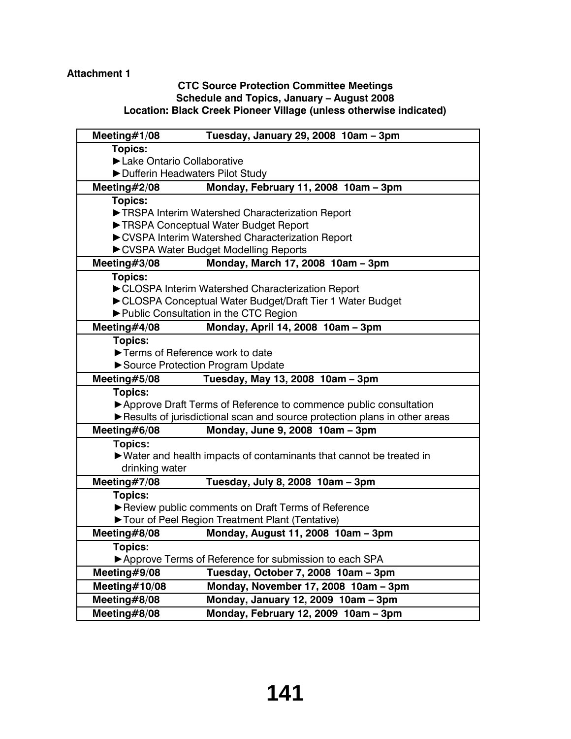**Attachment 1**

## CTC Source Protection Committee Meetings
### Schedule and Topics, January – August 2008
### Location: Black Creek Pioneer Village (unless otherwise indicated)

| Meeting | Date and Time |
|---|---|
| **Meeting#1/08** | **Tuesday, January 29, 2008 10am – 3pm** |
| **Topics:**<br>►Lake Ontario Collaborative<br>►Dufferin Headwaters Pilot Study | |
| **Meeting#2/08** | **Monday, February 11, 2008 10am – 3pm** |
| **Topics:**<br>►TRSPA Interim Watershed Characterization Report<br>►TRSPA Conceptual Water Budget Report<br>►CVSPA Interim Watershed Characterization Report<br>►CVSPA Water Budget Modelling Reports | |
| **Meeting#3/08** | **Monday, March 17, 2008 10am – 3pm** |
| **Topics:**<br>►CLOSPA Interim Watershed Characterization Report<br>►CLOSPA Conceptual Water Budget/Draft Tier 1 Water Budget<br>►Public Consultation in the CTC Region | |
| **Meeting#4/08** | **Monday, April 14, 2008 10am – 3pm** |
| **Topics:**<br>►Terms of Reference work to date<br>►Source Protection Program Update | |
| **Meeting#5/08** | **Tuesday, May 13, 2008 10am – 3pm** |
| **Topics:**<br>►Approve Draft Terms of Reference to commence public consultation<br>►Results of jurisdictional scan and source protection plans in other areas | |
| **Meeting#6/08** | **Monday, June 9, 2008 10am – 3pm** |
| **Topics:**<br>►Water and health impacts of contaminants that cannot be treated in drinking water | |
| **Meeting#7/08** | **Tuesday, July 8, 2008 10am – 3pm** |
| **Topics:**<br>►Review public comments on Draft Terms of Reference<br>►Tour of Peel Region Treatment Plant (Tentative) | |
| **Meeting#8/08** | **Monday, August 11, 2008 10am – 3pm** |
| **Topics:**<br>►Approve Terms of Reference for submission to each SPA | |
| **Meeting#9/08** | **Tuesday, October 7, 2008 10am – 3pm** |
| **Meeting#10/08** | **Monday, November 17, 2008 10am – 3pm** |
| **Meeting#8/08** | **Monday, January 12, 2009 10am – 3pm** |
| **Meeting#8/08** | **Monday, February 12, 2009 10am – 3pm** |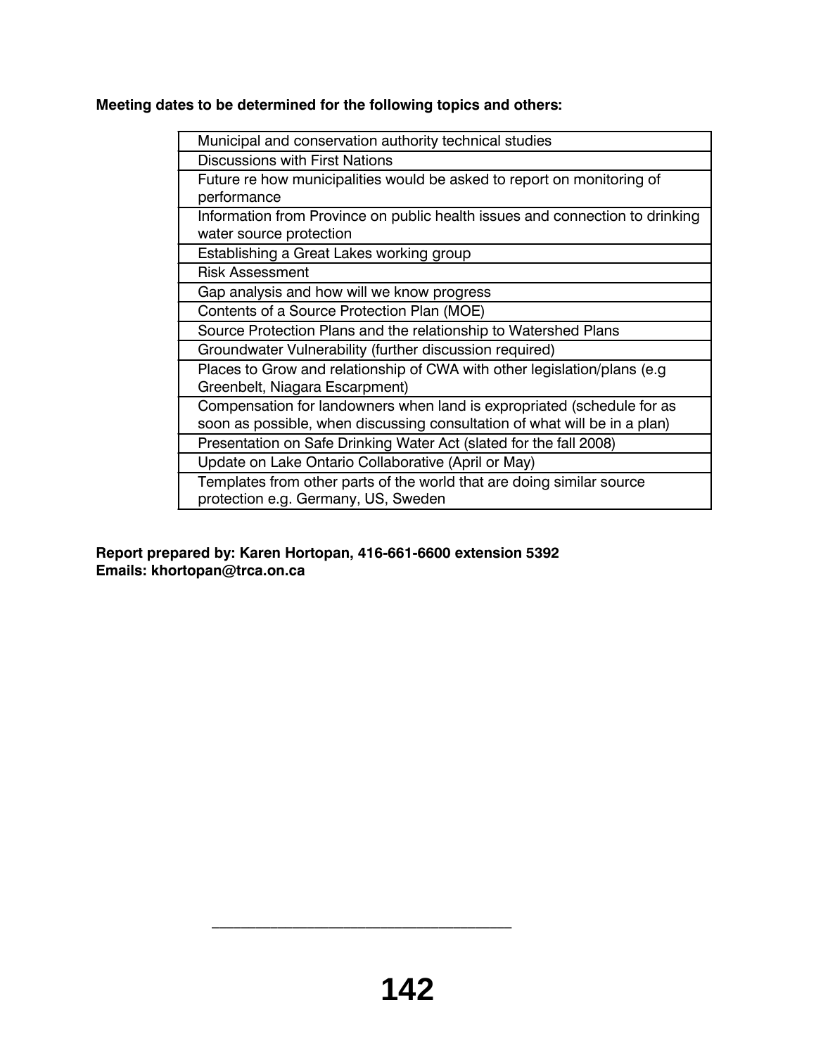**Meeting dates to be determined for the following topics and others:**

| |
|---|
| Municipal and conservation authority technical studies |
| Discussions with First Nations |
| Future re how municipalities would be asked to report on monitoring of performance |
| Information from Province on public health issues and connection to drinking water source protection |
| Establishing a Great Lakes working group |
| Risk Assessment |
| Gap analysis and how will we know progress |
| Contents of a Source Protection Plan (MOE) |
| Source Protection Plans and the relationship to Watershed Plans |
| Groundwater Vulnerability (further discussion required) |
| Places to Grow and relationship of CWA with other legislation/plans (e.g Greenbelt, Niagara Escarpment) |
| Compensation for landowners when land is expropriated (schedule for as soon as possible, when discussing consultation of what will be in a plan) |
| Presentation on Safe Drinking Water Act (slated for the fall 2008) |
| Update on Lake Ontario Collaborative (April or May) |
| Templates from other parts of the world that are doing similar source protection e.g. Germany, US, Sweden |

**Report prepared by: Karen Hortopan, 416-661-6600 extension 5392**
**Emails: khortopan@trca.on.ca**

\_\_\_\_\_\_\_\_\_\_\_\_\_\_\_\_\_\_\_\_\_\_\_\_\_\_\_\_\_\_\_\_\_\_\_\_\_\_\_\_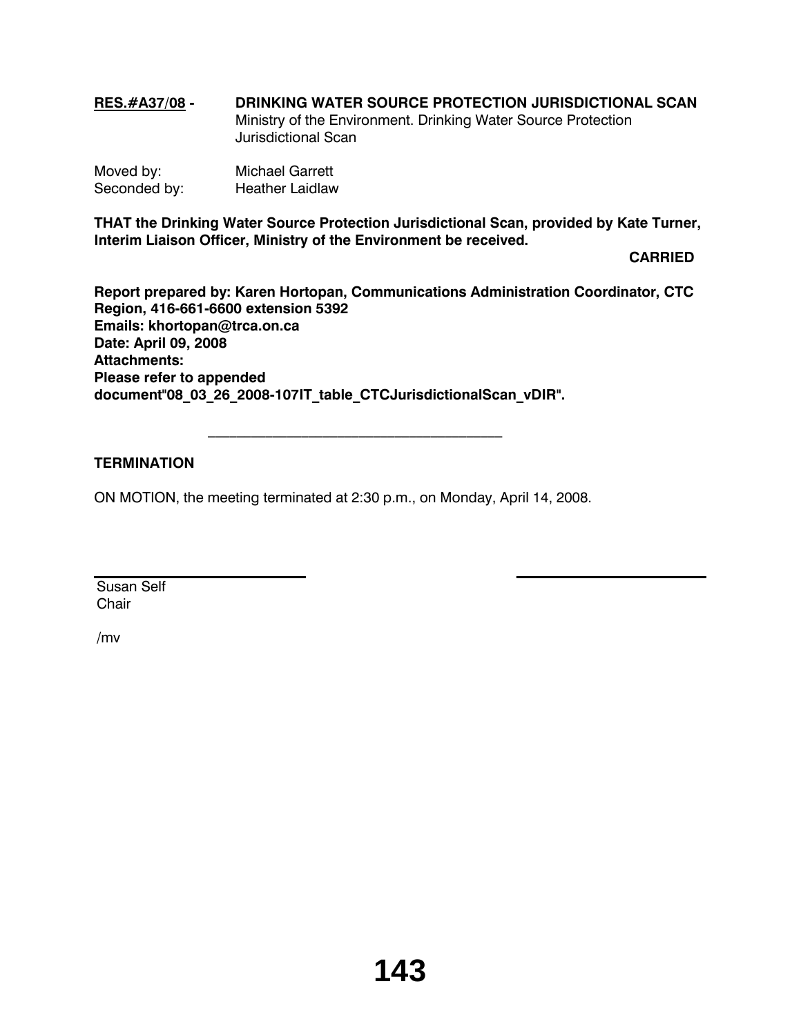**<u>RES.#A37/08</u> - DRINKING WATER SOURCE PROTECTION JURISDICTIONAL SCAN**
Ministry of the Environment. Drinking Water Source Protection Jurisdictional Scan

Moved by: Michael Garrett
Seconded by: Heather Laidlaw

**THAT the Drinking Water Source Protection Jurisdictional Scan, provided by Kate Turner, Interim Liaison Officer, Ministry of the Environment be received.**

**CARRIED**

**Report prepared by: Karen Hortopan, Communications Administration Coordinator, CTC Region, 416-661-6600 extension 5392**
**Emails: khortopan@trca.on.ca**
**Date: April 09, 2008**
**Attachments:**
**Please refer to appended document"08_03_26_2008-107IT_table_CTCJurisdictionalScan_vDIR".**

______________________________________

**TERMINATION**

ON MOTION, the meeting terminated at 2:30 p.m., on Monday, April 14, 2008.

Susan Self
Chair

/mv